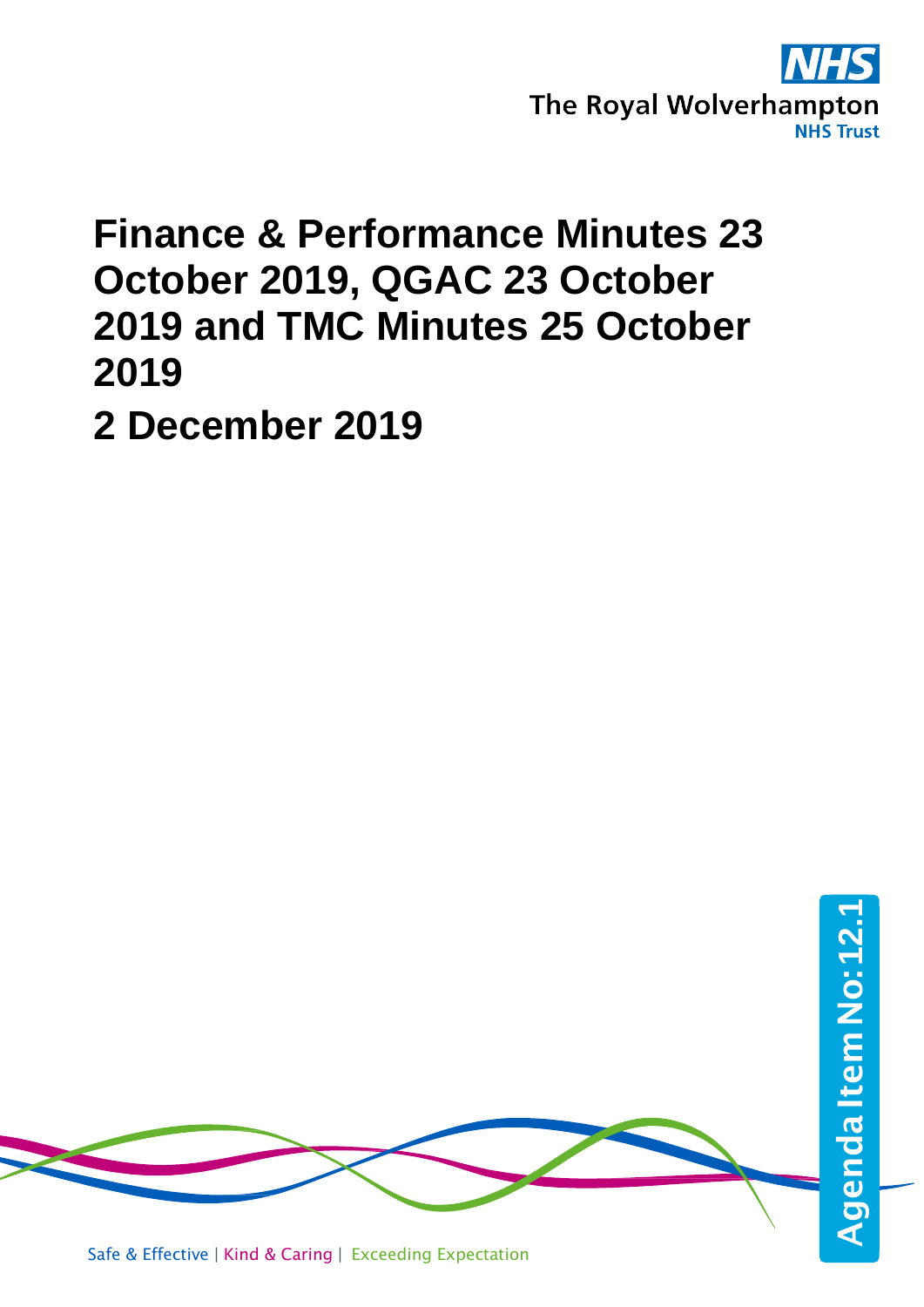The Royal Wolverhampton NHS Trust

# Finance & Performance Minutes 23 October 2019, QGAC 23 October 2019 and TMC Minutes 25 October 2019

## 2 December 2019

Agenda Item No: 12.1

Safe & Effective | Kind & Caring | Exceeding Expectation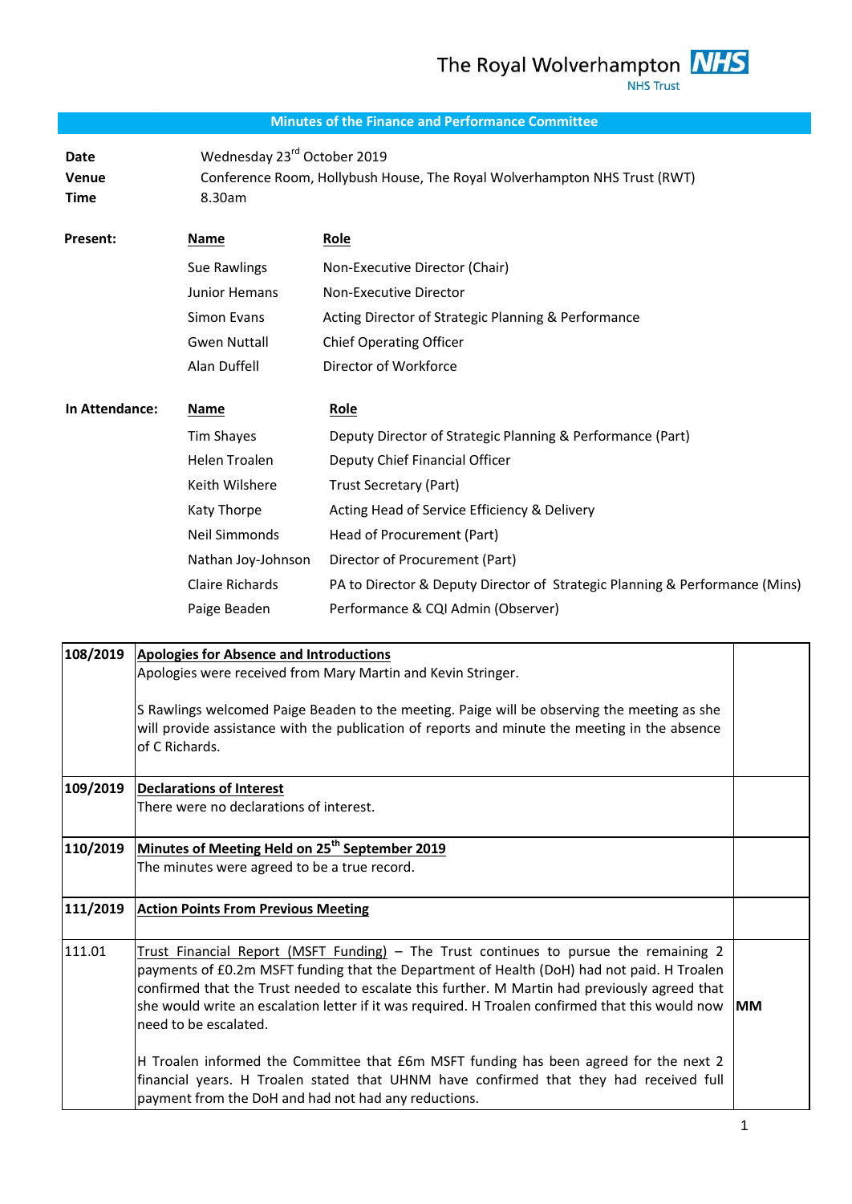## Minutes of the Finance and Performance Committee

| | |
|---|---|
| **Date** | Wednesday 23rd October 2019 |
| **Venue** | Conference Room, Hollybush House, The Royal Wolverhampton NHS Trust (RWT) |
| **Time** | 8.30am |

**Present:**

| Name | Role |
|---|---|
| Sue Rawlings | Non-Executive Director (Chair) |
| Junior Hemans | Non-Executive Director |
| Simon Evans | Acting Director of Strategic Planning & Performance |
| Gwen Nuttall | Chief Operating Officer |
| Alan Duffell | Director of Workforce |

**In Attendance:**

| Name | Role |
|---|---|
| Tim Shayes | Deputy Director of Strategic Planning & Performance (Part) |
| Helen Troalen | Deputy Chief Financial Officer |
| Keith Wilshere | Trust Secretary (Part) |
| Katy Thorpe | Acting Head of Service Efficiency & Delivery |
| Neil Simmonds | Head of Procurement (Part) |
| Nathan Joy-Johnson | Director of Procurement (Part) |
| Claire Richards | PA to Director & Deputy Director of Strategic Planning & Performance (Mins) |
| Paige Beaden | Performance & CQI Admin (Observer) |

| | | |
|---|---|---|
| **108/2019** | **Apologies for Absence and Introductions**<br>Apologies were received from Mary Martin and Kevin Stringer.<br><br>S Rawlings welcomed Paige Beaden to the meeting. Paige will be observing the meeting as she will provide assistance with the publication of reports and minute the meeting in the absence of C Richards. | |
| **109/2019** | **Declarations of Interest**<br>There were no declarations of interest. | |
| **110/2019** | **Minutes of Meeting Held on 25th September 2019**<br>The minutes were agreed to be a true record. | |
| **111/2019** | **Action Points From Previous Meeting** | |
| 111.01 | Trust Financial Report (MSFT Funding) – The Trust continues to pursue the remaining 2 payments of £0.2m MSFT funding that the Department of Health (DoH) had not paid. H Troalen confirmed that the Trust needed to escalate this further. M Martin had previously agreed that she would write an escalation letter if it was required. H Troalen confirmed that this would now need to be escalated.<br><br>H Troalen informed the Committee that £6m MSFT funding has been agreed for the next 2 financial years. H Troalen stated that UHNM have confirmed that they had received full payment from the DoH and had not had any reductions. | **MM** |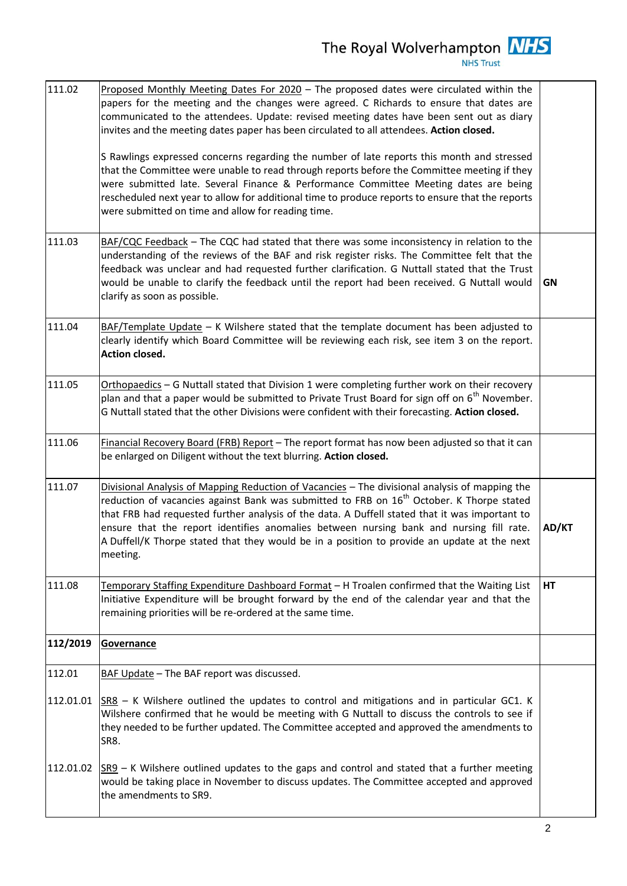| | | |
|---|---|---|
| 111.02 | Proposed Monthly Meeting Dates For 2020 – The proposed dates were circulated within the papers for the meeting and the changes were agreed. C Richards to ensure that dates are communicated to the attendees. Update: revised meeting dates have been sent out as diary invites and the meeting dates paper has been circulated to all attendees. **Action closed.**<br><br>S Rawlings expressed concerns regarding the number of late reports this month and stressed that the Committee were unable to read through reports before the Committee meeting if they were submitted late. Several Finance & Performance Committee Meeting dates are being rescheduled next year to allow for additional time to produce reports to ensure that the reports were submitted on time and allow for reading time. | |
| 111.03 | BAF/CQC Feedback – The CQC had stated that there was some inconsistency in relation to the understanding of the reviews of the BAF and risk register risks. The Committee felt that the feedback was unclear and had requested further clarification. G Nuttall stated that the Trust would be unable to clarify the feedback until the report had been received. G Nuttall would clarify as soon as possible. | **GN** |
| 111.04 | BAF/Template Update – K Wilshere stated that the template document has been adjusted to clearly identify which Board Committee will be reviewing each risk, see item 3 on the report. **Action closed.** | |
| 111.05 | Orthopaedics – G Nuttall stated that Division 1 were completing further work on their recovery plan and that a paper would be submitted to Private Trust Board for sign off on 6th November. G Nuttall stated that the other Divisions were confident with their forecasting. **Action closed.** | |
| 111.06 | Financial Recovery Board (FRB) Report – The report format has now been adjusted so that it can be enlarged on Diligent without the text blurring. **Action closed.** | |
| 111.07 | Divisional Analysis of Mapping Reduction of Vacancies – The divisional analysis of mapping the reduction of vacancies against Bank was submitted to FRB on 16th October. K Thorpe stated that FRB had requested further analysis of the data. A Duffell stated that it was important to ensure that the report identifies anomalies between nursing bank and nursing fill rate. A Duffell/K Thorpe stated that they would be in a position to provide an update at the next meeting. | **AD/KT** |
| 111.08 | Temporary Staffing Expenditure Dashboard Format – H Troalen confirmed that the Waiting List Initiative Expenditure will be brought forward by the end of the calendar year and that the remaining priorities will be re-ordered at the same time. | **HT** |
| **112/2019** | **Governance** | |
| 112.01<br><br>112.01.01<br><br>112.01.02 | BAF Update – The BAF report was discussed.<br><br>SR8 – K Wilshere outlined the updates to control and mitigations and in particular GC1. K Wilshere confirmed that he would be meeting with G Nuttall to discuss the controls to see if they needed to be further updated. The Committee accepted and approved the amendments to SR8.<br><br>SR9 – K Wilshere outlined updates to the gaps and control and stated that a further meeting would be taking place in November to discuss updates. The Committee accepted and approved the amendments to SR9. | |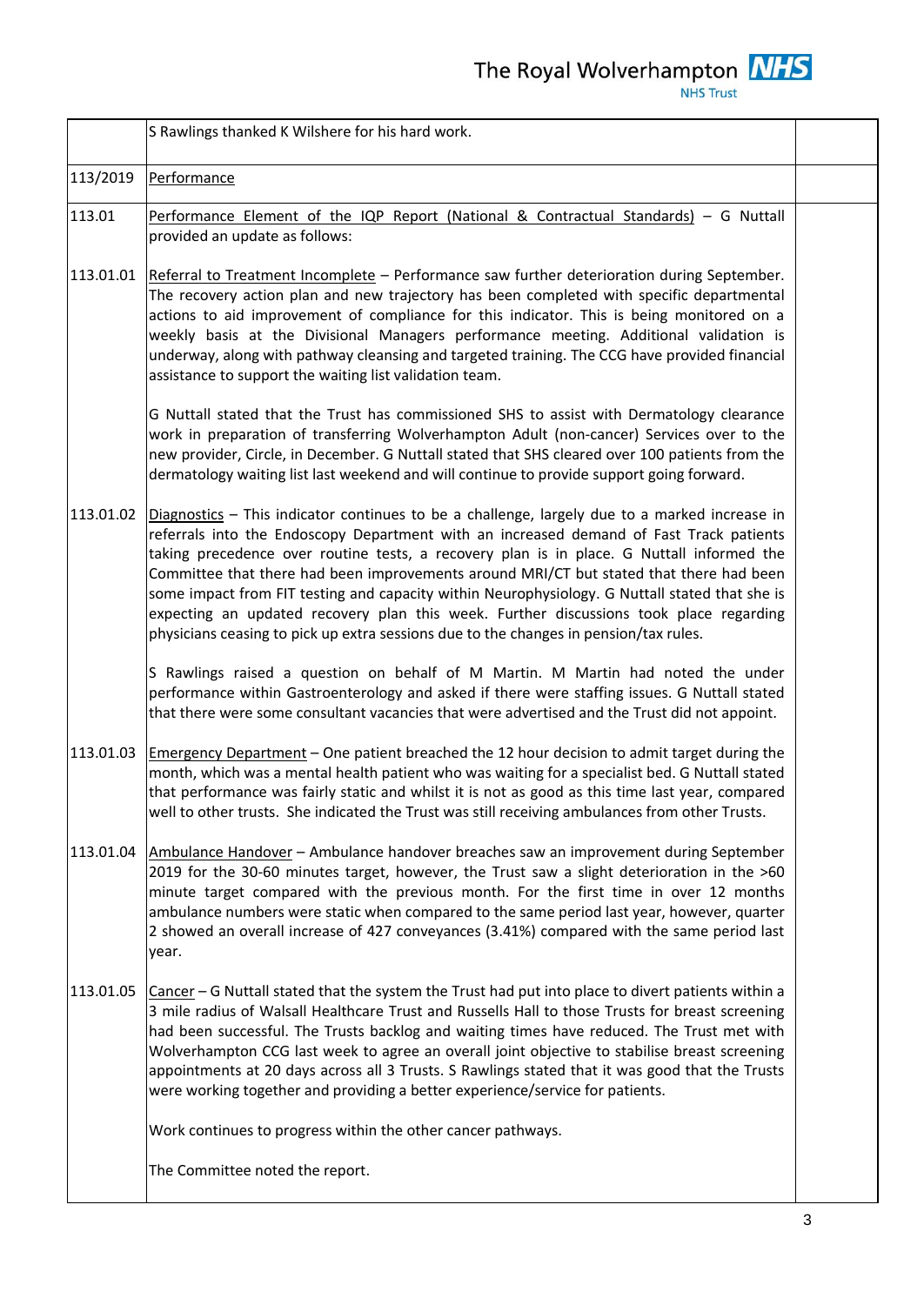| | | |
|---|---|---|
| | S Rawlings thanked K Wilshere for his hard work. | |
| 113/2019 | Performance | |
| 113.01 | Performance Element of the IQP Report (National & Contractual Standards) – G Nuttall provided an update as follows: | |
| 113.01.01 | Referral to Treatment Incomplete – Performance saw further deterioration during September. The recovery action plan and new trajectory has been completed with specific departmental actions to aid improvement of compliance for this indicator. This is being monitored on a weekly basis at the Divisional Managers performance meeting. Additional validation is underway, along with pathway cleansing and targeted training. The CCG have provided financial assistance to support the waiting list validation team.<br><br>G Nuttall stated that the Trust has commissioned SHS to assist with Dermatology clearance work in preparation of transferring Wolverhampton Adult (non-cancer) Services over to the new provider, Circle, in December. G Nuttall stated that SHS cleared over 100 patients from the dermatology waiting list last weekend and will continue to provide support going forward. | |
| 113.01.02 | Diagnostics – This indicator continues to be a challenge, largely due to a marked increase in referrals into the Endoscopy Department with an increased demand of Fast Track patients taking precedence over routine tests, a recovery plan is in place. G Nuttall informed the Committee that there had been improvements around MRI/CT but stated that there had been some impact from FIT testing and capacity within Neurophysiology. G Nuttall stated that she is expecting an updated recovery plan this week. Further discussions took place regarding physicians ceasing to pick up extra sessions due to the changes in pension/tax rules.<br><br>S Rawlings raised a question on behalf of M Martin. M Martin had noted the under performance within Gastroenterology and asked if there were staffing issues. G Nuttall stated that there were some consultant vacancies that were advertised and the Trust did not appoint. | |
| 113.01.03 | Emergency Department – One patient breached the 12 hour decision to admit target during the month, which was a mental health patient who was waiting for a specialist bed. G Nuttall stated that performance was fairly static and whilst it is not as good as this time last year, compared well to other trusts. She indicated the Trust was still receiving ambulances from other Trusts. | |
| 113.01.04 | Ambulance Handover – Ambulance handover breaches saw an improvement during September 2019 for the 30-60 minutes target, however, the Trust saw a slight deterioration in the >60 minute target compared with the previous month. For the first time in over 12 months ambulance numbers were static when compared to the same period last year, however, quarter 2 showed an overall increase of 427 conveyances (3.41%) compared with the same period last year. | |
| 113.01.05 | Cancer – G Nuttall stated that the system the Trust had put into place to divert patients within a 3 mile radius of Walsall Healthcare Trust and Russells Hall to those Trusts for breast screening had been successful. The Trusts backlog and waiting times have reduced. The Trust met with Wolverhampton CCG last week to agree an overall joint objective to stabilise breast screening appointments at 20 days across all 3 Trusts. S Rawlings stated that it was good that the Trusts were working together and providing a better experience/service for patients.<br><br>Work continues to progress within the other cancer pathways.<br><br>The Committee noted the report. | |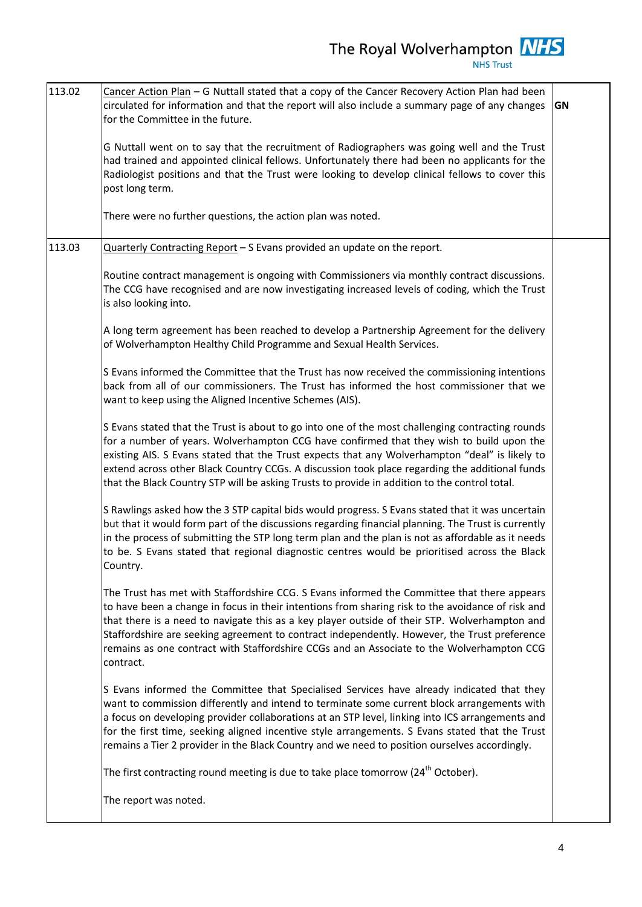| | | |
|---|---|---|
| 113.02 | Cancer Action Plan – G Nuttall stated that a copy of the Cancer Recovery Action Plan had been circulated for information and that the report will also include a summary page of any changes for the Committee in the future.<br><br>G Nuttall went on to say that the recruitment of Radiographers was going well and the Trust had trained and appointed clinical fellows. Unfortunately there had been no applicants for the Radiologist positions and that the Trust were looking to develop clinical fellows to cover this post long term.<br><br>There were no further questions, the action plan was noted. | **GN** |
| 113.03 | Quarterly Contracting Report – S Evans provided an update on the report.<br><br>Routine contract management is ongoing with Commissioners via monthly contract discussions. The CCG have recognised and are now investigating increased levels of coding, which the Trust is also looking into.<br><br>A long term agreement has been reached to develop a Partnership Agreement for the delivery of Wolverhampton Healthy Child Programme and Sexual Health Services.<br><br>S Evans informed the Committee that the Trust has now received the commissioning intentions back from all of our commissioners. The Trust has informed the host commissioner that we want to keep using the Aligned Incentive Schemes (AIS).<br><br>S Evans stated that the Trust is about to go into one of the most challenging contracting rounds for a number of years. Wolverhampton CCG have confirmed that they wish to build upon the existing AIS. S Evans stated that the Trust expects that any Wolverhampton "deal" is likely to extend across other Black Country CCGs. A discussion took place regarding the additional funds that the Black Country STP will be asking Trusts to provide in addition to the control total.<br><br>S Rawlings asked how the 3 STP capital bids would progress. S Evans stated that it was uncertain but that it would form part of the discussions regarding financial planning. The Trust is currently in the process of submitting the STP long term plan and the plan is not as affordable as it needs to be. S Evans stated that regional diagnostic centres would be prioritised across the Black Country.<br><br>The Trust has met with Staffordshire CCG. S Evans informed the Committee that there appears to have been a change in focus in their intentions from sharing risk to the avoidance of risk and that there is a need to navigate this as a key player outside of their STP. Wolverhampton and Staffordshire are seeking agreement to contract independently. However, the Trust preference remains as one contract with Staffordshire CCGs and an Associate to the Wolverhampton CCG contract.<br><br>S Evans informed the Committee that Specialised Services have already indicated that they want to commission differently and intend to terminate some current block arrangements with a focus on developing provider collaborations at an STP level, linking into ICS arrangements and for the first time, seeking aligned incentive style arrangements. S Evans stated that the Trust remains a Tier 2 provider in the Black Country and we need to position ourselves accordingly.<br><br>The first contracting round meeting is due to take place tomorrow (24th October).<br><br>The report was noted. | |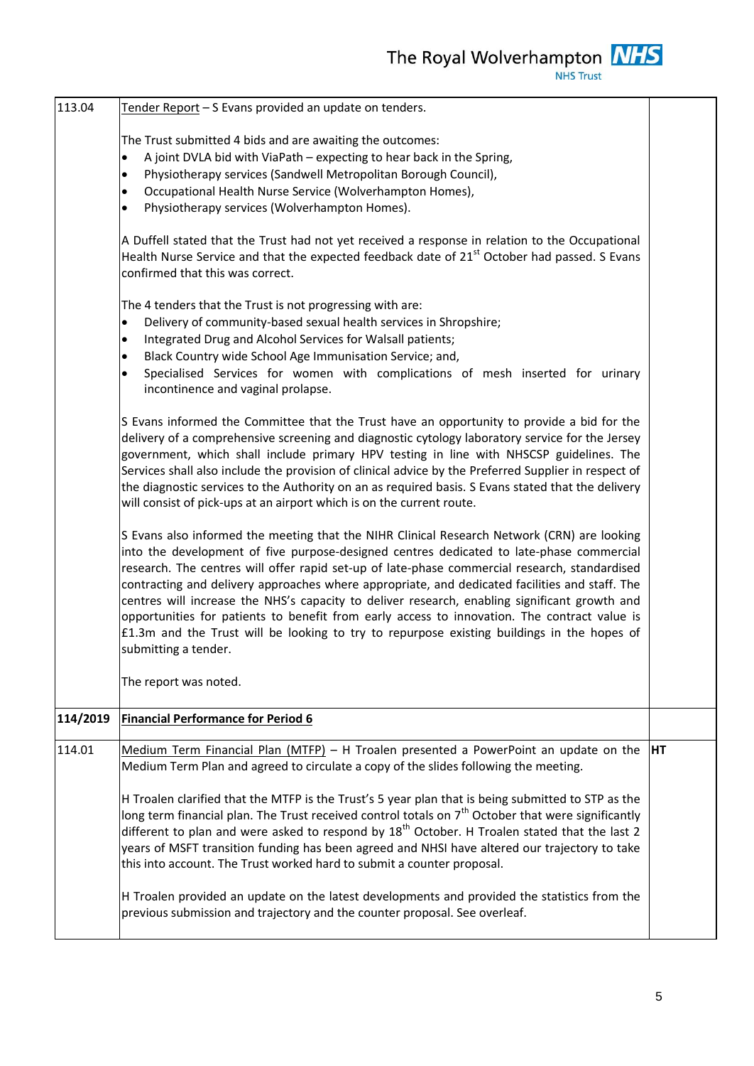| | | |
|---|---|---|
| 113.04 | Tender Report – S Evans provided an update on tenders.<br><br>The Trust submitted 4 bids and are awaiting the outcomes:<br>• A joint DVLA bid with ViaPath – expecting to hear back in the Spring,<br>• Physiotherapy services (Sandwell Metropolitan Borough Council),<br>• Occupational Health Nurse Service (Wolverhampton Homes),<br>• Physiotherapy services (Wolverhampton Homes).<br><br>A Duffell stated that the Trust had not yet received a response in relation to the Occupational Health Nurse Service and that the expected feedback date of 21st October had passed. S Evans confirmed that this was correct.<br><br>The 4 tenders that the Trust is not progressing with are:<br>• Delivery of community-based sexual health services in Shropshire;<br>• Integrated Drug and Alcohol Services for Walsall patients;<br>• Black Country wide School Age Immunisation Service; and,<br>• Specialised Services for women with complications of mesh inserted for urinary incontinence and vaginal prolapse.<br><br>S Evans informed the Committee that the Trust have an opportunity to provide a bid for the delivery of a comprehensive screening and diagnostic cytology laboratory service for the Jersey government, which shall include primary HPV testing in line with NHSCSP guidelines. The Services shall also include the provision of clinical advice by the Preferred Supplier in respect of the diagnostic services to the Authority on an as required basis. S Evans stated that the delivery will consist of pick-ups at an airport which is on the current route.<br><br>S Evans also informed the meeting that the NIHR Clinical Research Network (CRN) are looking into the development of five purpose-designed centres dedicated to late-phase commercial research. The centres will offer rapid set-up of late-phase commercial research, standardised contracting and delivery approaches where appropriate, and dedicated facilities and staff. The centres will increase the NHS's capacity to deliver research, enabling significant growth and opportunities for patients to benefit from early access to innovation. The contract value is £1.3m and the Trust will be looking to try to repurpose existing buildings in the hopes of submitting a tender.<br><br>The report was noted. | |
| **114/2019** | **Financial Performance for Period 6** | |
| 114.01 | Medium Term Financial Plan (MTFP) – H Troalen presented a PowerPoint an update on the Medium Term Plan and agreed to circulate a copy of the slides following the meeting.<br><br>H Troalen clarified that the MTFP is the Trust's 5 year plan that is being submitted to STP as the long term financial plan. The Trust received control totals on 7th October that were significantly different to plan and were asked to respond by 18th October. H Troalen stated that the last 2 years of MSFT transition funding has been agreed and NHSI have altered our trajectory to take this into account. The Trust worked hard to submit a counter proposal.<br><br>H Troalen provided an update on the latest developments and provided the statistics from the previous submission and trajectory and the counter proposal. See overleaf. | **HT** |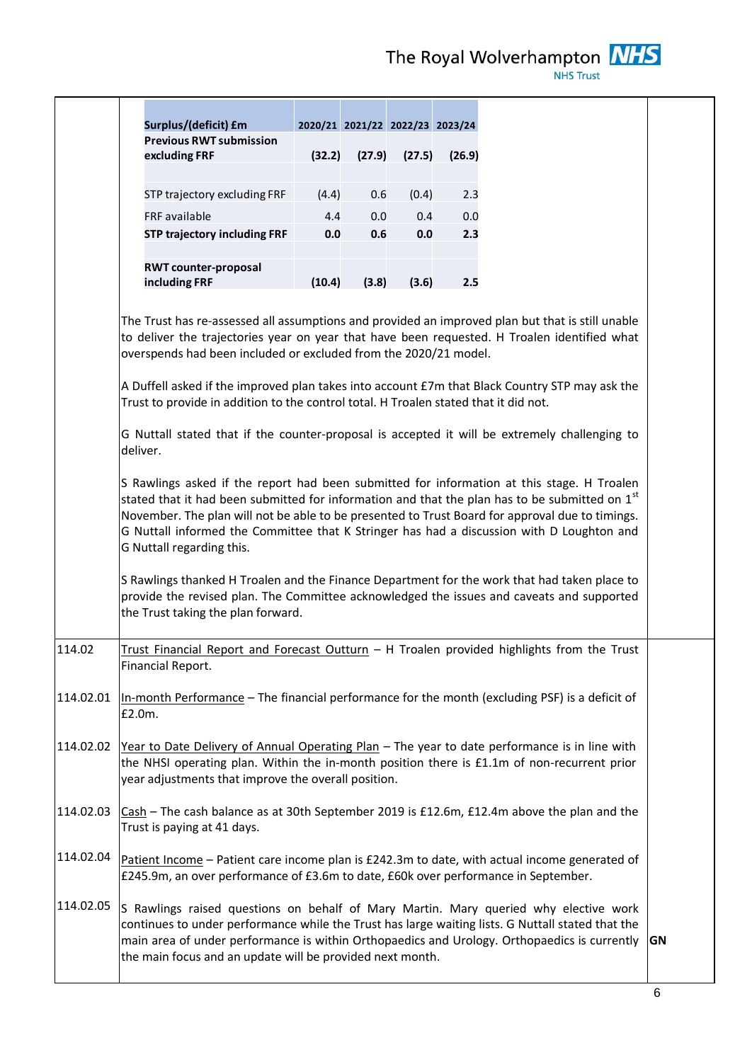| Surplus/(deficit) £m | 2020/21 | 2021/22 | 2022/23 | 2023/24 |
|---|---|---|---|---|
| **Previous RWT submission excluding FRF** | **(32.2)** | **(27.9)** | **(27.5)** | **(26.9)** |
| | | | | |
| STP trajectory excluding FRF | (4.4) | 0.6 | (0.4) | 2.3 |
| FRF available | 4.4 | 0.0 | 0.4 | 0.0 |
| **STP trajectory including FRF** | **0.0** | **0.6** | **0.0** | **2.3** |
| | | | | |
| **RWT counter-proposal including FRF** | **(10.4)** | **(3.8)** | **(3.6)** | **2.5** |

The Trust has re-assessed all assumptions and provided an improved plan but that is still unable to deliver the trajectories year on year that have been requested. H Troalen identified what overspends had been included or excluded from the 2020/21 model.

A Duffell asked if the improved plan takes into account £7m that Black Country STP may ask the Trust to provide in addition to the control total. H Troalen stated that it did not.

G Nuttall stated that if the counter-proposal is accepted it will be extremely challenging to deliver.

S Rawlings asked if the report had been submitted for information at this stage. H Troalen stated that it had been submitted for information and that the plan has to be submitted on 1st November. The plan will not be able to be presented to Trust Board for approval due to timings. G Nuttall informed the Committee that K Stringer has had a discussion with D Loughton and G Nuttall regarding this.

S Rawlings thanked H Troalen and the Finance Department for the work that had taken place to provide the revised plan. The Committee acknowledged the issues and caveats and supported the Trust taking the plan forward.

| | | |
|---|---|---|
| 114.02 | Trust Financial Report and Forecast Outturn – H Troalen provided highlights from the Trust Financial Report. | |
| 114.02.01 | In-month Performance – The financial performance for the month (excluding PSF) is a deficit of £2.0m. | |
| 114.02.02 | Year to Date Delivery of Annual Operating Plan – The year to date performance is in line with the NHSI operating plan. Within the in-month position there is £1.1m of non-recurrent prior year adjustments that improve the overall position. | |
| 114.02.03 | Cash – The cash balance as at 30th September 2019 is £12.6m, £12.4m above the plan and the Trust is paying at 41 days. | |
| 114.02.04 | Patient Income – Patient care income plan is £242.3m to date, with actual income generated of £245.9m, an over performance of £3.6m to date, £60k over performance in September. | |
| 114.02.05 | S Rawlings raised questions on behalf of Mary Martin. Mary queried why elective work continues to under performance while the Trust has large waiting lists. G Nuttall stated that the main area of under performance is within Orthopaedics and Urology. Orthopaedics is currently the main focus and an update will be provided next month. | **GN** |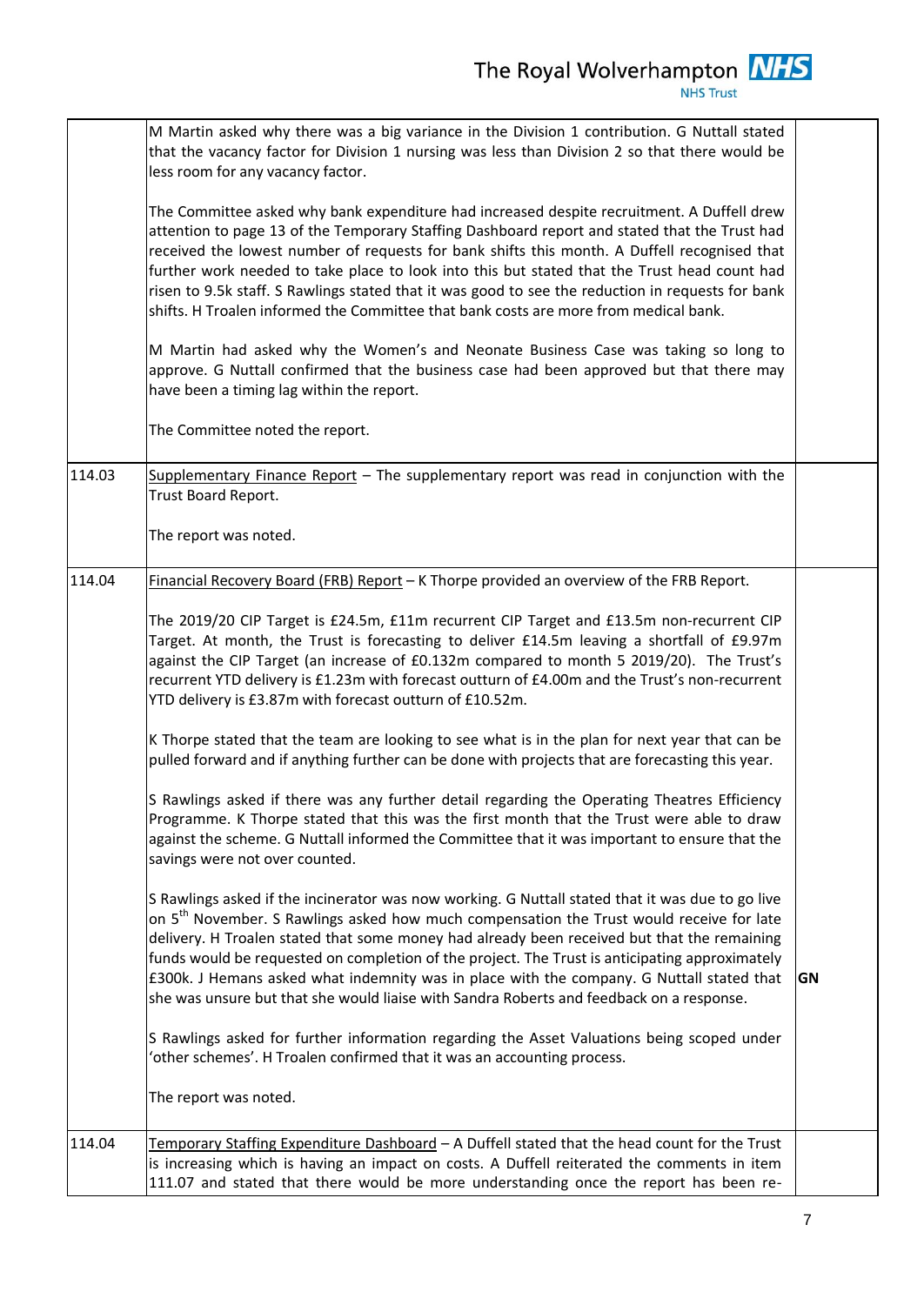| | | |
|---|---|---|
| | M Martin asked why there was a big variance in the Division 1 contribution. G Nuttall stated that the vacancy factor for Division 1 nursing was less than Division 2 so that there would be less room for any vacancy factor.<br><br>The Committee asked why bank expenditure had increased despite recruitment. A Duffell drew attention to page 13 of the Temporary Staffing Dashboard report and stated that the Trust had received the lowest number of requests for bank shifts this month. A Duffell recognised that further work needed to take place to look into this but stated that the Trust head count had risen to 9.5k staff. S Rawlings stated that it was good to see the reduction in requests for bank shifts. H Troalen informed the Committee that bank costs are more from medical bank.<br><br>M Martin had asked why the Women's and Neonate Business Case was taking so long to approve. G Nuttall confirmed that the business case had been approved but that there may have been a timing lag within the report.<br><br>The Committee noted the report. | |
| 114.03 | Supplementary Finance Report – The supplementary report was read in conjunction with the Trust Board Report.<br><br>The report was noted. | |
| 114.04 | Financial Recovery Board (FRB) Report – K Thorpe provided an overview of the FRB Report.<br><br>The 2019/20 CIP Target is £24.5m, £11m recurrent CIP Target and £13.5m non-recurrent CIP Target. At month, the Trust is forecasting to deliver £14.5m leaving a shortfall of £9.97m against the CIP Target (an increase of £0.132m compared to month 5 2019/20). The Trust's recurrent YTD delivery is £1.23m with forecast outturn of £4.00m and the Trust's non-recurrent YTD delivery is £3.87m with forecast outturn of £10.52m.<br><br>K Thorpe stated that the team are looking to see what is in the plan for next year that can be pulled forward and if anything further can be done with projects that are forecasting this year.<br><br>S Rawlings asked if there was any further detail regarding the Operating Theatres Efficiency Programme. K Thorpe stated that this was the first month that the Trust were able to draw against the scheme. G Nuttall informed the Committee that it was important to ensure that the savings were not over counted.<br><br>S Rawlings asked if the incinerator was now working. G Nuttall stated that it was due to go live on 5th November. S Rawlings asked how much compensation the Trust would receive for late delivery. H Troalen stated that some money had already been received but that the remaining funds would be requested on completion of the project. The Trust is anticipating approximately £300k. J Hemans asked what indemnity was in place with the company. G Nuttall stated that she was unsure but that she would liaise with Sandra Roberts and feedback on a response.<br><br>S Rawlings asked for further information regarding the Asset Valuations being scoped under 'other schemes'. H Troalen confirmed that it was an accounting process.<br><br>The report was noted. | **GN** |
| 114.04 | Temporary Staffing Expenditure Dashboard – A Duffell stated that the head count for the Trust is increasing which is having an impact on costs. A Duffell reiterated the comments in item 111.07 and stated that there would be more understanding once the report has been re- | |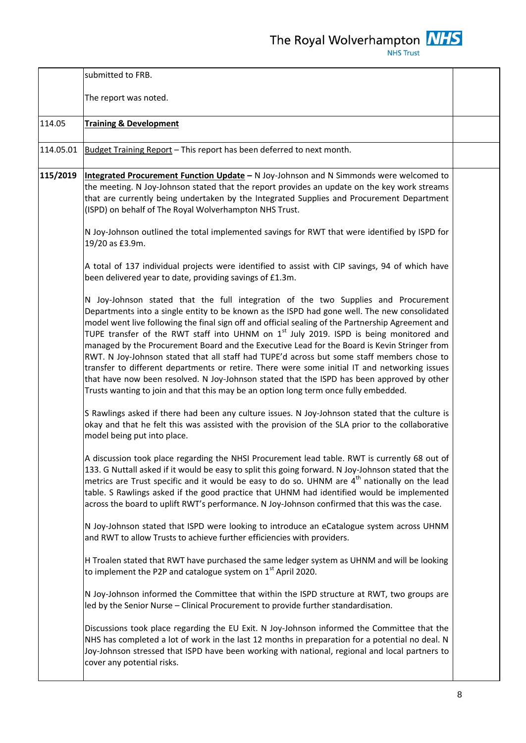| | | |
|---|---|---|
| | submitted to FRB.<br><br>The report was noted. | |
| 114.05 | **Training & Development** | |
| 114.05.01 | Budget Training Report – This report has been deferred to next month. | |
| **115/2019** | **Integrated Procurement Function Update –** N Joy-Johnson and N Simmonds were welcomed to the meeting. N Joy-Johnson stated that the report provides an update on the key work streams that are currently being undertaken by the Integrated Supplies and Procurement Department (ISPD) on behalf of The Royal Wolverhampton NHS Trust.<br><br>N Joy-Johnson outlined the total implemented savings for RWT that were identified by ISPD for 19/20 as £3.9m.<br><br>A total of 137 individual projects were identified to assist with CIP savings, 94 of which have been delivered year to date, providing savings of £1.3m.<br><br>N Joy-Johnson stated that the full integration of the two Supplies and Procurement Departments into a single entity to be known as the ISPD had gone well. The new consolidated model went live following the final sign off and official sealing of the Partnership Agreement and TUPE transfer of the RWT staff into UHNM on 1st July 2019. ISPD is being monitored and managed by the Procurement Board and the Executive Lead for the Board is Kevin Stringer from RWT. N Joy-Johnson stated that all staff had TUPE'd across but some staff members chose to transfer to different departments or retire. There were some initial IT and networking issues that have now been resolved. N Joy-Johnson stated that the ISPD has been approved by other Trusts wanting to join and that this may be an option long term once fully embedded.<br><br>S Rawlings asked if there had been any culture issues. N Joy-Johnson stated that the culture is okay and that he felt this was assisted with the provision of the SLA prior to the collaborative model being put into place.<br><br>A discussion took place regarding the NHSI Procurement lead table. RWT is currently 68 out of 133. G Nuttall asked if it would be easy to split this going forward. N Joy-Johnson stated that the metrics are Trust specific and it would be easy to do so. UHNM are 4th nationally on the lead table. S Rawlings asked if the good practice that UHNM had identified would be implemented across the board to uplift RWT's performance. N Joy-Johnson confirmed that this was the case.<br><br>N Joy-Johnson stated that ISPD were looking to introduce an eCatalogue system across UHNM and RWT to allow Trusts to achieve further efficiencies with providers.<br><br>H Troalen stated that RWT have purchased the same ledger system as UHNM and will be looking to implement the P2P and catalogue system on 1st April 2020.<br><br>N Joy-Johnson informed the Committee that within the ISPD structure at RWT, two groups are led by the Senior Nurse – Clinical Procurement to provide further standardisation.<br><br>Discussions took place regarding the EU Exit. N Joy-Johnson informed the Committee that the NHS has completed a lot of work in the last 12 months in preparation for a potential no deal. N Joy-Johnson stressed that ISPD have been working with national, regional and local partners to cover any potential risks. | |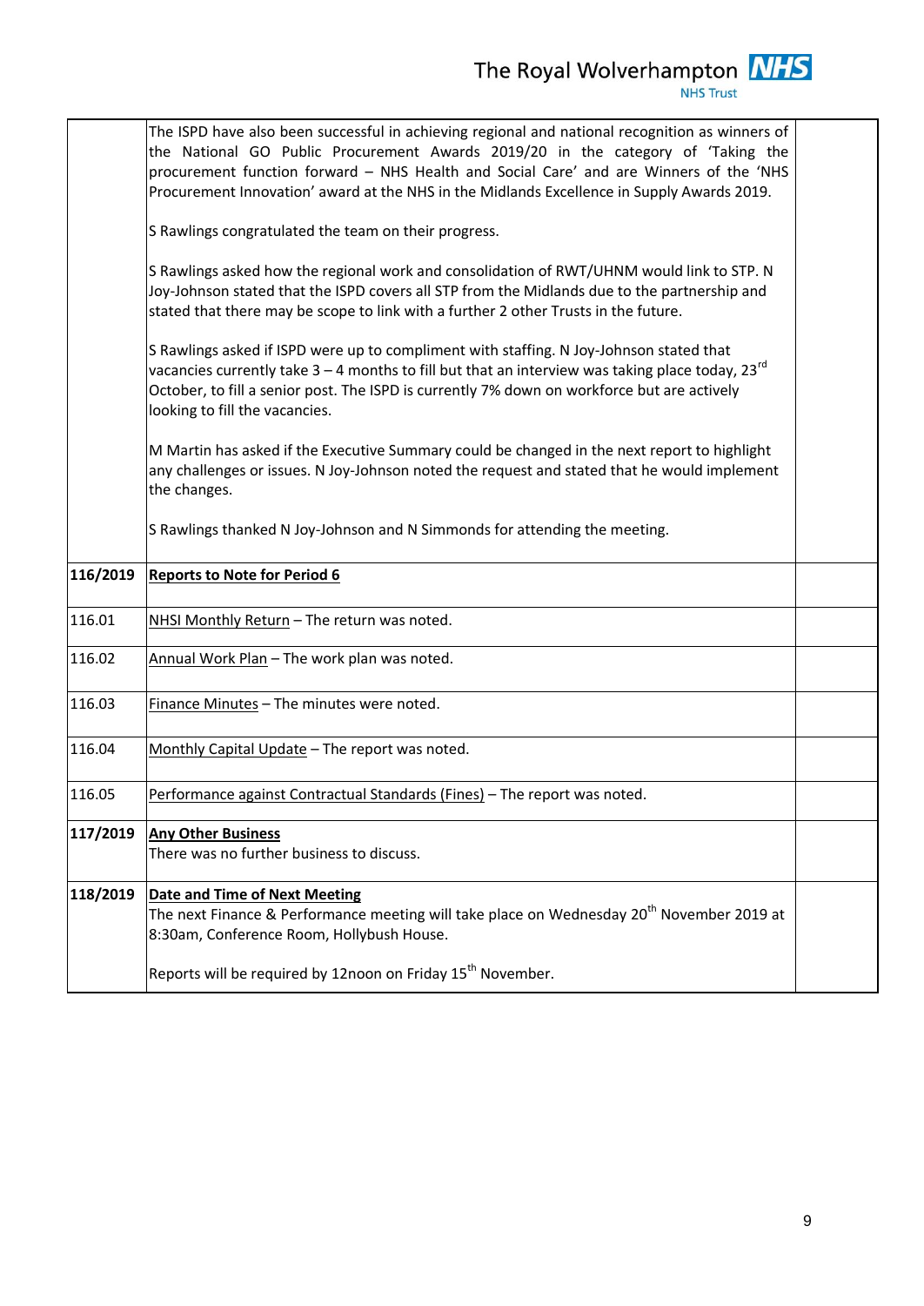| | | |
|---|---|---|
| | The ISPD have also been successful in achieving regional and national recognition as winners of the National GO Public Procurement Awards 2019/20 in the category of 'Taking the procurement function forward – NHS Health and Social Care' and are Winners of the 'NHS Procurement Innovation' award at the NHS in the Midlands Excellence in Supply Awards 2019.<br><br>S Rawlings congratulated the team on their progress.<br><br>S Rawlings asked how the regional work and consolidation of RWT/UHNM would link to STP. N Joy-Johnson stated that the ISPD covers all STP from the Midlands due to the partnership and stated that there may be scope to link with a further 2 other Trusts in the future.<br><br>S Rawlings asked if ISPD were up to compliment with staffing. N Joy-Johnson stated that vacancies currently take 3 – 4 months to fill but that an interview was taking place today, 23rd October, to fill a senior post. The ISPD is currently 7% down on workforce but are actively looking to fill the vacancies.<br><br>M Martin has asked if the Executive Summary could be changed in the next report to highlight any challenges or issues. N Joy-Johnson noted the request and stated that he would implement the changes.<br><br>S Rawlings thanked N Joy-Johnson and N Simmonds for attending the meeting. | |
| **116/2019** | **Reports to Note for Period 6** | |
| 116.01 | NHSI Monthly Return – The return was noted. | |
| 116.02 | Annual Work Plan – The work plan was noted. | |
| 116.03 | Finance Minutes – The minutes were noted. | |
| 116.04 | Monthly Capital Update – The report was noted. | |
| 116.05 | Performance against Contractual Standards (Fines) – The report was noted. | |
| **117/2019** | **Any Other Business**<br>There was no further business to discuss. | |
| **118/2019** | **Date and Time of Next Meeting**<br>The next Finance & Performance meeting will take place on Wednesday 20th November 2019 at 8:30am, Conference Room, Hollybush House.<br><br>Reports will be required by 12noon on Friday 15th November. | |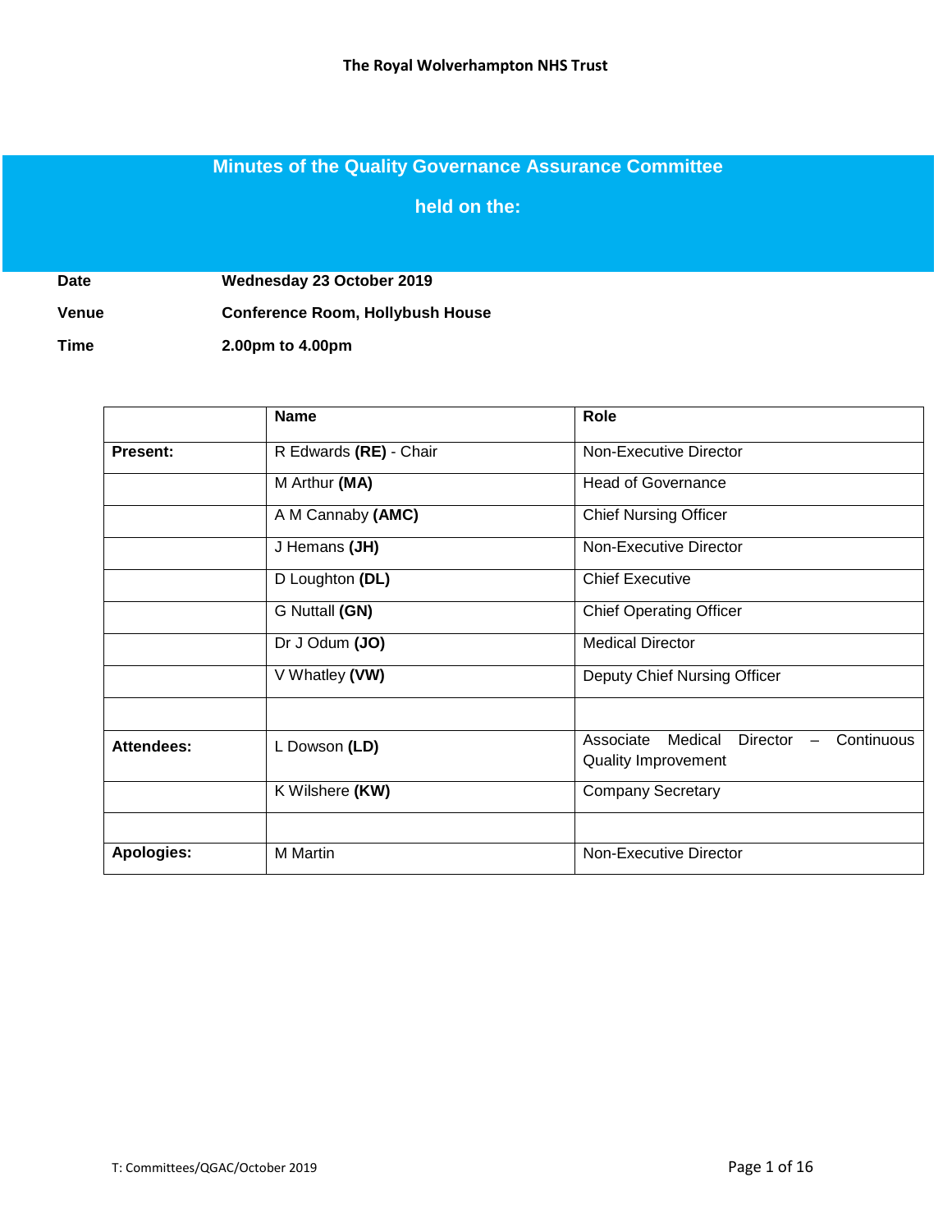**The Royal Wolverhampton NHS Trust**

# Minutes of the Quality Governance Assurance Committee

## held on the:

| | |
|---|---|
| **Date** | **Wednesday 23 October 2019** |
| **Venue** | **Conference Room, Hollybush House** |
| **Time** | **2.00pm to 4.00pm** |

| | **Name** | **Role** |
|---|---|---|
| **Present:** | R Edwards **(RE)** - Chair | Non-Executive Director |
| | M Arthur **(MA)** | Head of Governance |
| | A M Cannaby **(AMC)** | Chief Nursing Officer |
| | J Hemans **(JH)** | Non-Executive Director |
| | D Loughton **(DL)** | Chief Executive |
| | G Nuttall **(GN)** | Chief Operating Officer |
| | Dr J Odum **(JO)** | Medical Director |
| | V Whatley **(VW)** | Deputy Chief Nursing Officer |
| | | |
| **Attendees:** | L Dowson **(LD)** | Associate Medical Director – Continuous Quality Improvement |
| | K Wilshere **(KW)** | Company Secretary |
| | | |
| **Apologies:** | M Martin | Non-Executive Director |

T: Committees/QGAC/October 2019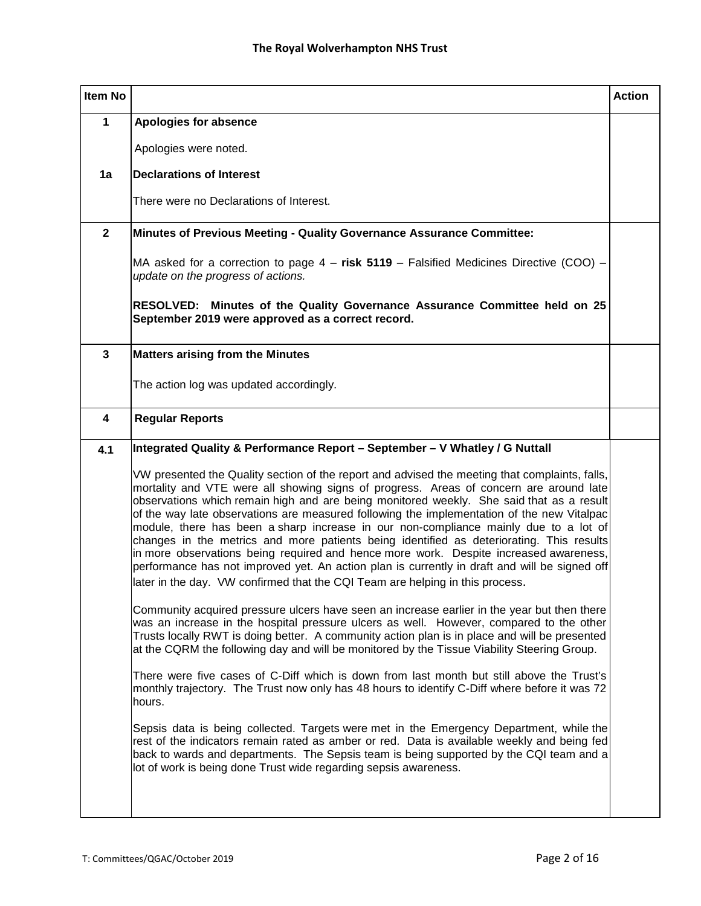| Item No | | Action |
|---|---|---|
| **1** | **Apologies for absence**<br><br>Apologies were noted. | |
| **1a** | **Declarations of Interest**<br><br>There were no Declarations of Interest. | |
| **2** | **Minutes of Previous Meeting - Quality Governance Assurance Committee:**<br><br>MA asked for a correction to page 4 – **risk 5119** – Falsified Medicines Directive (COO) – *update on the progress of actions.*<br><br>**RESOLVED: Minutes of the Quality Governance Assurance Committee held on 25 September 2019 were approved as a correct record.** | |
| **3** | **Matters arising from the Minutes**<br><br>The action log was updated accordingly. | |
| **4** | **Regular Reports** | |
| **4.1** | **Integrated Quality & Performance Report – September – V Whatley / G Nuttall**<br><br>VW presented the Quality section of the report and advised the meeting that complaints, falls, mortality and VTE were all showing signs of progress. Areas of concern are around late observations which remain high and are being monitored weekly. She said that as a result of the way late observations are measured following the implementation of the new Vitalpac module, there has been a sharp increase in our non-compliance mainly due to a lot of changes in the metrics and more patients being identified as deteriorating. This results in more observations being required and hence more work. Despite increased awareness, performance has not improved yet. An action plan is currently in draft and will be signed off later in the day. VW confirmed that the CQI Team are helping in this process.<br><br>Community acquired pressure ulcers have seen an increase earlier in the year but then there was an increase in the hospital pressure ulcers as well. However, compared to the other Trusts locally RWT is doing better. A community action plan is in place and will be presented at the CQRM the following day and will be monitored by the Tissue Viability Steering Group.<br><br>There were five cases of C-Diff which is down from last month but still above the Trust's monthly trajectory. The Trust now only has 48 hours to identify C-Diff where before it was 72 hours.<br><br>Sepsis data is being collected. Targets were met in the Emergency Department, while the rest of the indicators remain rated as amber or red. Data is available weekly and being fed back to wards and departments. The Sepsis team is being supported by the CQI team and a lot of work is being done Trust wide regarding sepsis awareness. | |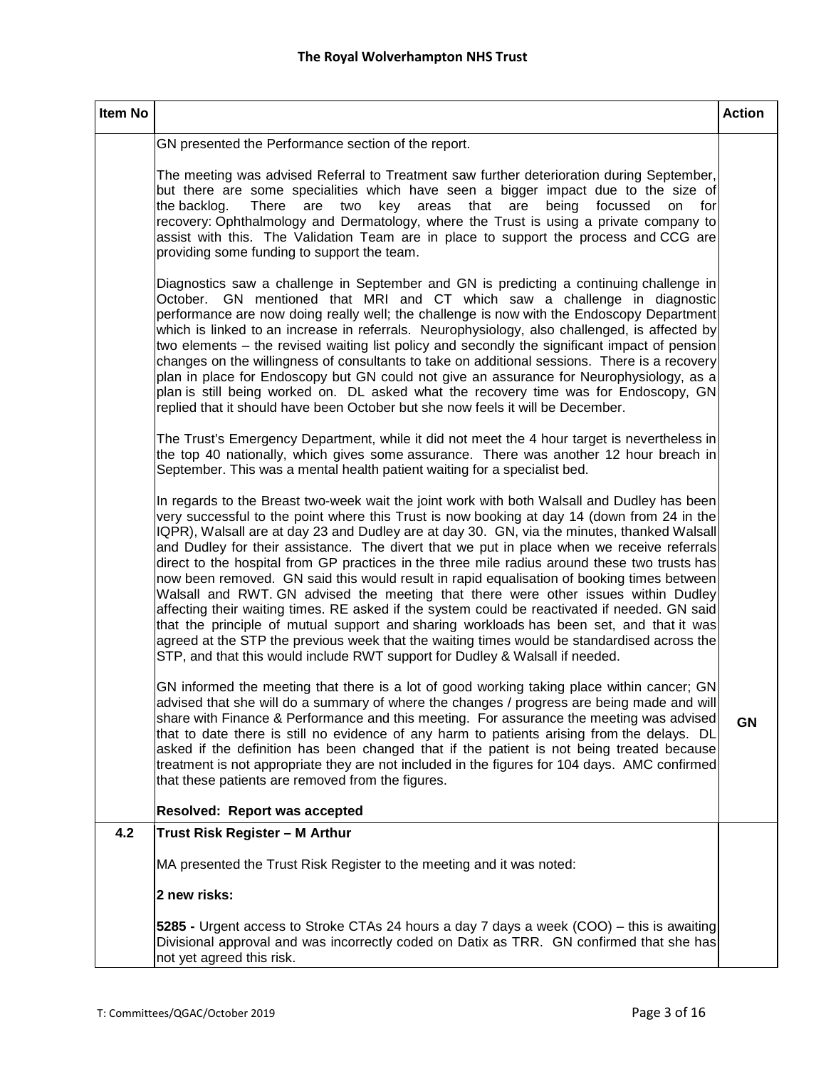| Item No | | Action |
|---|---|---|
| | GN presented the Performance section of the report.<br><br>The meeting was advised Referral to Treatment saw further deterioration during September, but there are some specialities which have seen a bigger impact due to the size of the backlog. There are two key areas that are being focussed on for recovery: Ophthalmology and Dermatology, where the Trust is using a private company to assist with this. The Validation Team are in place to support the process and CCG are providing some funding to support the team.<br><br>Diagnostics saw a challenge in September and GN is predicting a continuing challenge in October. GN mentioned that MRI and CT which saw a challenge in diagnostic performance are now doing really well; the challenge is now with the Endoscopy Department which is linked to an increase in referrals. Neurophysiology, also challenged, is affected by two elements – the revised waiting list policy and secondly the significant impact of pension changes on the willingness of consultants to take on additional sessions. There is a recovery plan in place for Endoscopy but GN could not give an assurance for Neurophysiology, as a plan is still being worked on. DL asked what the recovery time was for Endoscopy, GN replied that it should have been October but she now feels it will be December.<br><br>The Trust's Emergency Department, while it did not meet the 4 hour target is nevertheless in the top 40 nationally, which gives some assurance. There was another 12 hour breach in September. This was a mental health patient waiting for a specialist bed.<br><br>In regards to the Breast two-week wait the joint work with both Walsall and Dudley has been very successful to the point where this Trust is now booking at day 14 (down from 24 in the IQPR), Walsall are at day 23 and Dudley are at day 30. GN, via the minutes, thanked Walsall and Dudley for their assistance. The divert that we put in place when we receive referrals direct to the hospital from GP practices in the three mile radius around these two trusts has now been removed. GN said this would result in rapid equalisation of booking times between Walsall and RWT. GN advised the meeting that there were other issues within Dudley affecting their waiting times. RE asked if the system could be reactivated if needed. GN said that the principle of mutual support and sharing workloads has been set, and that it was agreed at the STP the previous week that the waiting times would be standardised across the STP, and that this would include RWT support for Dudley & Walsall if needed.<br><br>GN informed the meeting that there is a lot of good working taking place within cancer; GN advised that she will do a summary of where the changes / progress are being made and will share with Finance & Performance and this meeting. For assurance the meeting was advised that to date there is still no evidence of any harm to patients arising from the delays. DL asked if the definition has been changed that if the patient is not being treated because treatment is not appropriate they are not included in the figures for 104 days. AMC confirmed that these patients are removed from the figures.<br><br>**Resolved: Report was accepted** | **GN** |
| **4.2** | **Trust Risk Register – M Arthur**<br><br>MA presented the Trust Risk Register to the meeting and it was noted:<br><br>**2 new risks:**<br><br>**5285 -** Urgent access to Stroke CTAs 24 hours a day 7 days a week (COO) – this is awaiting Divisional approval and was incorrectly coded on Datix as TRR. GN confirmed that she has not yet agreed this risk. | |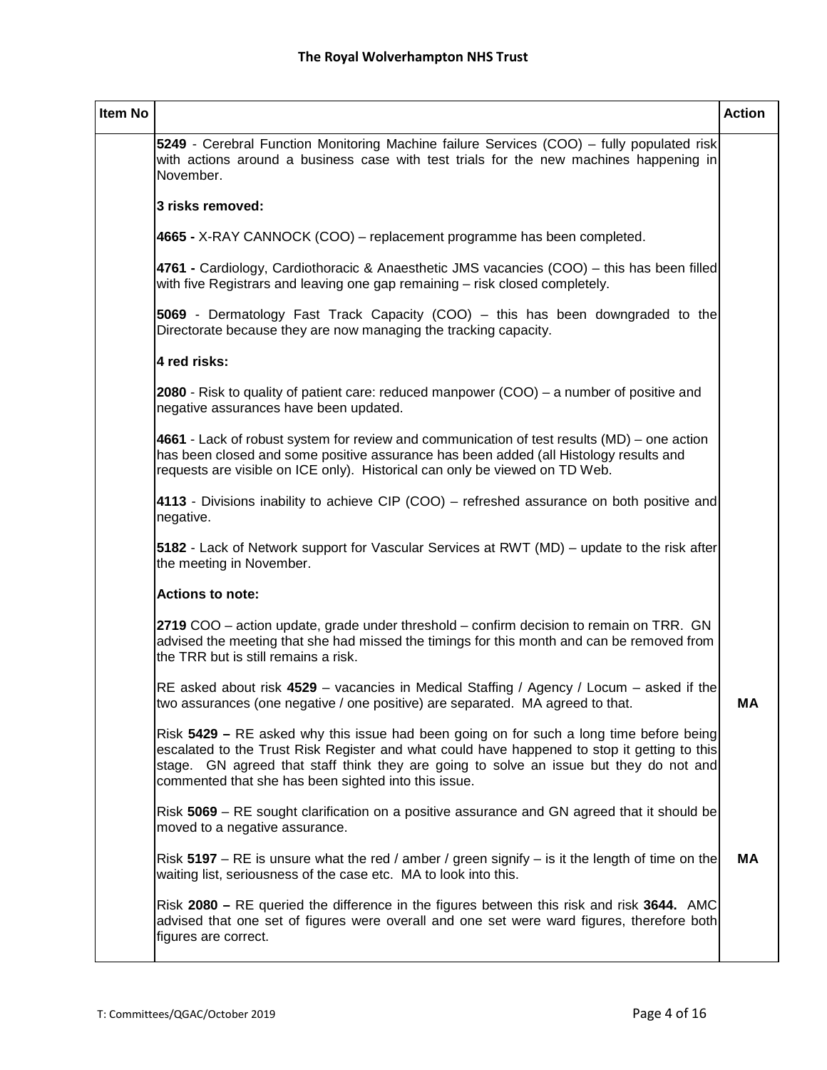| Item No | | Action |
|---|---|---|
| | **5249** - Cerebral Function Monitoring Machine failure Services (COO) – fully populated risk with actions around a business case with test trials for the new machines happening in November. | |
| | **3 risks removed:** | |
| | **4665 -** X-RAY CANNOCK (COO) – replacement programme has been completed. | |
| | **4761 -** Cardiology, Cardiothoracic & Anaesthetic JMS vacancies (COO) – this has been filled with five Registrars and leaving one gap remaining – risk closed completely. | |
| | **5069** - Dermatology Fast Track Capacity (COO) – this has been downgraded to the Directorate because they are now managing the tracking capacity. | |
| | **4 red risks:** | |
| | **2080** - Risk to quality of patient care: reduced manpower (COO) – a number of positive and negative assurances have been updated. | |
| | **4661** - Lack of robust system for review and communication of test results (MD) – one action has been closed and some positive assurance has been added (all Histology results and requests are visible on ICE only). Historical can only be viewed on TD Web. | |
| | **4113** - Divisions inability to achieve CIP (COO) – refreshed assurance on both positive and negative. | |
| | **5182** - Lack of Network support for Vascular Services at RWT (MD) – update to the risk after the meeting in November. | |
| | **Actions to note:** | |
| | **2719** COO – action update, grade under threshold – confirm decision to remain on TRR. GN advised the meeting that she had missed the timings for this month and can be removed from the TRR but is still remains a risk. | |
| | RE asked about risk **4529** – vacancies in Medical Staffing / Agency / Locum – asked if the two assurances (one negative / one positive) are separated. MA agreed to that. | **MA** |
| | Risk **5429 –** RE asked why this issue had been going on for such a long time before being escalated to the Trust Risk Register and what could have happened to stop it getting to this stage. GN agreed that staff think they are going to solve an issue but they do not and commented that she has been sighted into this issue. | |
| | Risk **5069** – RE sought clarification on a positive assurance and GN agreed that it should be moved to a negative assurance. | |
| | Risk **5197** – RE is unsure what the red / amber / green signify – is it the length of time on the waiting list, seriousness of the case etc. MA to look into this. | **MA** |
| | Risk **2080 –** RE queried the difference in the figures between this risk and risk **3644.** AMC advised that one set of figures were overall and one set were ward figures, therefore both figures are correct. | |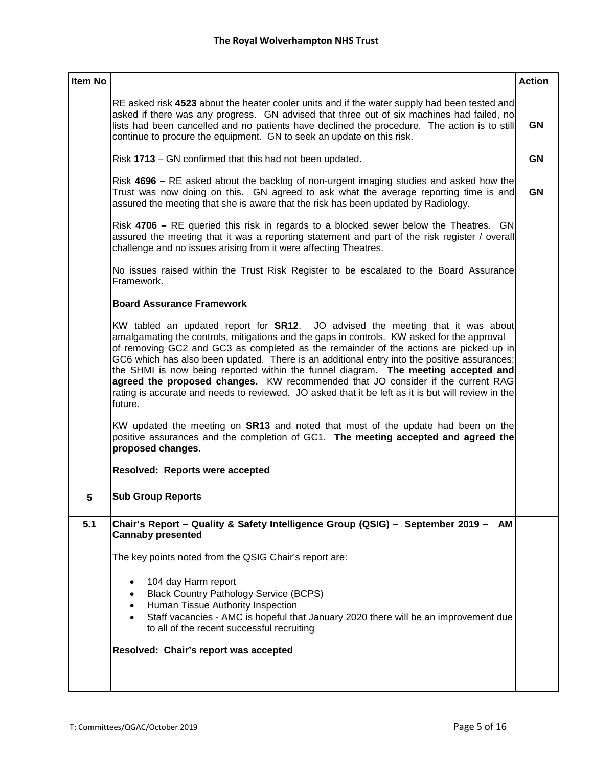| Item No | | Action |
|---|---|---|
| | RE asked risk **4523** about the heater cooler units and if the water supply had been tested and asked if there was any progress. GN advised that three out of six machines had failed, no lists had been cancelled and no patients have declined the procedure. The action is to still continue to procure the equipment. GN to seek an update on this risk. | **GN** |
| | Risk **1713** – GN confirmed that this had not been updated. | **GN** |
| | Risk **4696 –** RE asked about the backlog of non-urgent imaging studies and asked how the Trust was now doing on this. GN agreed to ask what the average reporting time is and assured the meeting that she is aware that the risk has been updated by Radiology. | **GN** |
| | Risk **4706 –** RE queried this risk in regards to a blocked sewer below the Theatres. GN assured the meeting that it was a reporting statement and part of the risk register / overall challenge and no issues arising from it were affecting Theatres. | |
| | No issues raised within the Trust Risk Register to be escalated to the Board Assurance Framework. | |
| | **Board Assurance Framework** | |
| | KW tabled an updated report for **SR12**. JO advised the meeting that it was about amalgamating the controls, mitigations and the gaps in controls. KW asked for the approval of removing GC2 and GC3 as completed as the remainder of the actions are picked up in GC6 which has also been updated. There is an additional entry into the positive assurances; the SHMI is now being reported within the funnel diagram. **The meeting accepted and agreed the proposed changes.** KW recommended that JO consider if the current RAG rating is accurate and needs to reviewed. JO asked that it be left as it is but will review in the future. | |
| | KW updated the meeting on **SR13** and noted that most of the update had been on the positive assurances and the completion of GC1. **The meeting accepted and agreed the proposed changes.** | |
| | **Resolved: Reports were accepted** | |
| **5** | **Sub Group Reports** | |
| **5.1** | **Chair's Report – Quality & Safety Intelligence Group (QSIG) – September 2019 – AM Cannaby presented**<br><br>The key points noted from the QSIG Chair's report are:<br><br>• 104 day Harm report<br>• Black Country Pathology Service (BCPS)<br>• Human Tissue Authority Inspection<br>• Staff vacancies - AMC is hopeful that January 2020 there will be an improvement due to all of the recent successful recruiting<br><br>**Resolved: Chair's report was accepted** | |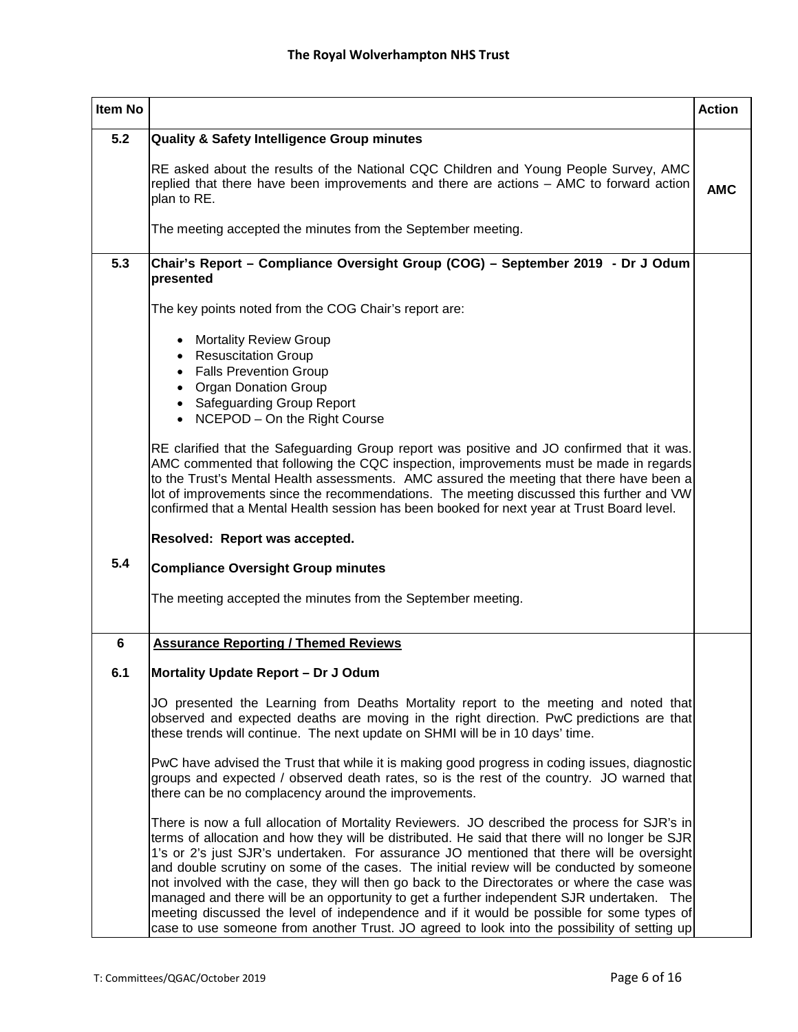| Item No | | Action |
|---|---|---|
| 5.2 | **Quality & Safety Intelligence Group minutes**<br><br>RE asked about the results of the National CQC Children and Young People Survey, AMC replied that there have been improvements and there are actions – AMC to forward action plan to RE.<br><br>The meeting accepted the minutes from the September meeting. | **AMC** |
| 5.3 | **Chair's Report – Compliance Oversight Group (COG) – September 2019 - Dr J Odum presented**<br><br>The key points noted from the COG Chair's report are:<br><br>• Mortality Review Group<br>• Resuscitation Group<br>• Falls Prevention Group<br>• Organ Donation Group<br>• Safeguarding Group Report<br>• NCEPOD – On the Right Course<br><br>RE clarified that the Safeguarding Group report was positive and JO confirmed that it was. AMC commented that following the CQC inspection, improvements must be made in regards to the Trust's Mental Health assessments. AMC assured the meeting that there have been a lot of improvements since the recommendations. The meeting discussed this further and VW confirmed that a Mental Health session has been booked for next year at Trust Board level.<br><br>**Resolved: Report was accepted.** | |
| 5.4 | **Compliance Oversight Group minutes**<br><br>The meeting accepted the minutes from the September meeting. | |
| 6 | **Assurance Reporting / Themed Reviews** | |
| 6.1 | **Mortality Update Report – Dr J Odum**<br><br>JO presented the Learning from Deaths Mortality report to the meeting and noted that observed and expected deaths are moving in the right direction. PwC predictions are that these trends will continue. The next update on SHMI will be in 10 days' time.<br><br>PwC have advised the Trust that while it is making good progress in coding issues, diagnostic groups and expected / observed death rates, so is the rest of the country. JO warned that there can be no complacency around the improvements.<br><br>There is now a full allocation of Mortality Reviewers. JO described the process for SJR's in terms of allocation and how they will be distributed. He said that there will no longer be SJR 1's or 2's just SJR's undertaken. For assurance JO mentioned that there will be oversight and double scrutiny on some of the cases. The initial review will be conducted by someone not involved with the case, they will then go back to the Directorates or where the case was managed and there will be an opportunity to get a further independent SJR undertaken. The meeting discussed the level of independence and if it would be possible for some types of case to use someone from another Trust. JO agreed to look into the possibility of setting up | |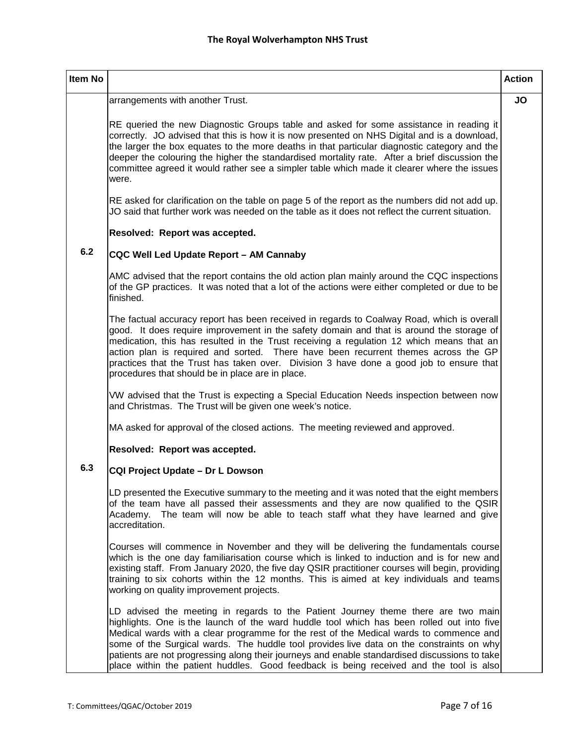| Item No | | Action |
|---|---|---|
| | arrangements with another Trust. | **JO** |
| | RE queried the new Diagnostic Groups table and asked for some assistance in reading it correctly. JO advised that this is how it is now presented on NHS Digital and is a download, the larger the box equates to the more deaths in that particular diagnostic category and the deeper the colouring the higher the standardised mortality rate. After a brief discussion the committee agreed it would rather see a simpler table which made it clearer where the issues were. | |
| | RE asked for clarification on the table on page 5 of the report as the numbers did not add up. JO said that further work was needed on the table as it does not reflect the current situation. | |
| | **Resolved: Report was accepted.** | |
| **6.2** | **CQC Well Led Update Report – AM Cannaby** | |
| | AMC advised that the report contains the old action plan mainly around the CQC inspections of the GP practices. It was noted that a lot of the actions were either completed or due to be finished. | |
| | The factual accuracy report has been received in regards to Coalway Road, which is overall good. It does require improvement in the safety domain and that is around the storage of medication, this has resulted in the Trust receiving a regulation 12 which means that an action plan is required and sorted. There have been recurrent themes across the GP practices that the Trust has taken over. Division 3 have done a good job to ensure that procedures that should be in place are in place. | |
| | VW advised that the Trust is expecting a Special Education Needs inspection between now and Christmas. The Trust will be given one week's notice. | |
| | MA asked for approval of the closed actions. The meeting reviewed and approved. | |
| | **Resolved: Report was accepted.** | |
| **6.3** | **CQI Project Update – Dr L Dowson** | |
| | LD presented the Executive summary to the meeting and it was noted that the eight members of the team have all passed their assessments and they are now qualified to the QSIR Academy. The team will now be able to teach staff what they have learned and give accreditation. | |
| | Courses will commence in November and they will be delivering the fundamentals course which is the one day familiarisation course which is linked to induction and is for new and existing staff. From January 2020, the five day QSIR practitioner courses will begin, providing training to six cohorts within the 12 months. This is aimed at key individuals and teams working on quality improvement projects. | |
| | LD advised the meeting in regards to the Patient Journey theme there are two main highlights. One is the launch of the ward huddle tool which has been rolled out into five Medical wards with a clear programme for the rest of the Medical wards to commence and some of the Surgical wards. The huddle tool provides live data on the constraints on why patients are not progressing along their journeys and enable standardised discussions to take place within the patient huddles. Good feedback is being received and the tool is also | |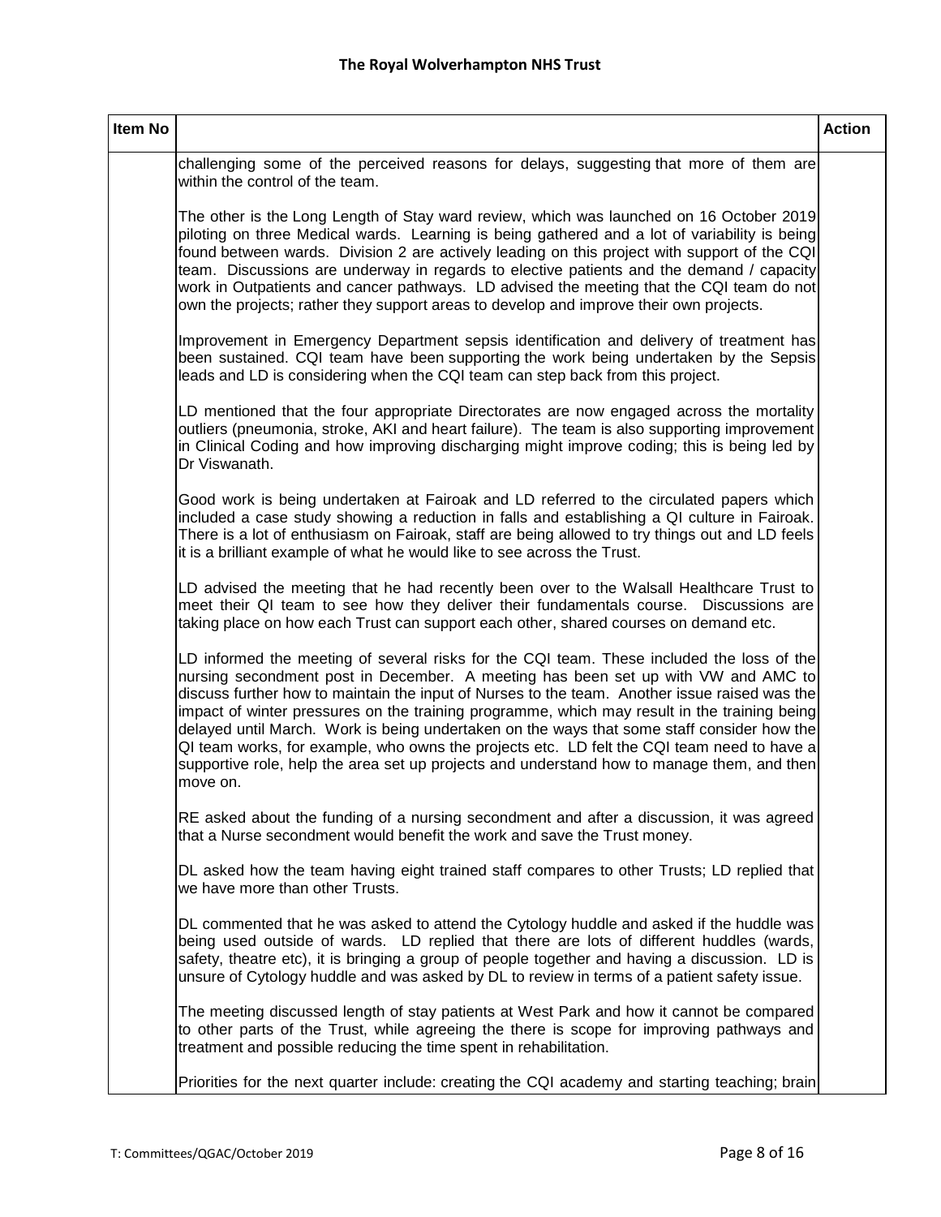| Item No | | Action |
|---|---|---|
| | challenging some of the perceived reasons for delays, suggesting that more of them are within the control of the team.<br><br>The other is the Long Length of Stay ward review, which was launched on 16 October 2019 piloting on three Medical wards. Learning is being gathered and a lot of variability is being found between wards. Division 2 are actively leading on this project with support of the CQI team. Discussions are underway in regards to elective patients and the demand / capacity work in Outpatients and cancer pathways. LD advised the meeting that the CQI team do not own the projects; rather they support areas to develop and improve their own projects.<br><br>Improvement in Emergency Department sepsis identification and delivery of treatment has been sustained. CQI team have been supporting the work being undertaken by the Sepsis leads and LD is considering when the CQI team can step back from this project.<br><br>LD mentioned that the four appropriate Directorates are now engaged across the mortality outliers (pneumonia, stroke, AKI and heart failure). The team is also supporting improvement in Clinical Coding and how improving discharging might improve coding; this is being led by Dr Viswanath.<br><br>Good work is being undertaken at Fairoak and LD referred to the circulated papers which included a case study showing a reduction in falls and establishing a QI culture in Fairoak. There is a lot of enthusiasm on Fairoak, staff are being allowed to try things out and LD feels it is a brilliant example of what he would like to see across the Trust.<br><br>LD advised the meeting that he had recently been over to the Walsall Healthcare Trust to meet their QI team to see how they deliver their fundamentals course. Discussions are taking place on how each Trust can support each other, shared courses on demand etc.<br><br>LD informed the meeting of several risks for the CQI team. These included the loss of the nursing secondment post in December. A meeting has been set up with VW and AMC to discuss further how to maintain the input of Nurses to the team. Another issue raised was the impact of winter pressures on the training programme, which may result in the training being delayed until March. Work is being undertaken on the ways that some staff consider how the QI team works, for example, who owns the projects etc. LD felt the CQI team need to have a supportive role, help the area set up projects and understand how to manage them, and then move on.<br><br>RE asked about the funding of a nursing secondment and after a discussion, it was agreed that a Nurse secondment would benefit the work and save the Trust money.<br><br>DL asked how the team having eight trained staff compares to other Trusts; LD replied that we have more than other Trusts.<br><br>DL commented that he was asked to attend the Cytology huddle and asked if the huddle was being used outside of wards. LD replied that there are lots of different huddles (wards, safety, theatre etc), it is bringing a group of people together and having a discussion. LD is unsure of Cytology huddle and was asked by DL to review in terms of a patient safety issue.<br><br>The meeting discussed length of stay patients at West Park and how it cannot be compared to other parts of the Trust, while agreeing the there is scope for improving pathways and treatment and possible reducing the time spent in rehabilitation.<br><br>Priorities for the next quarter include: creating the CQI academy and starting teaching; brain | |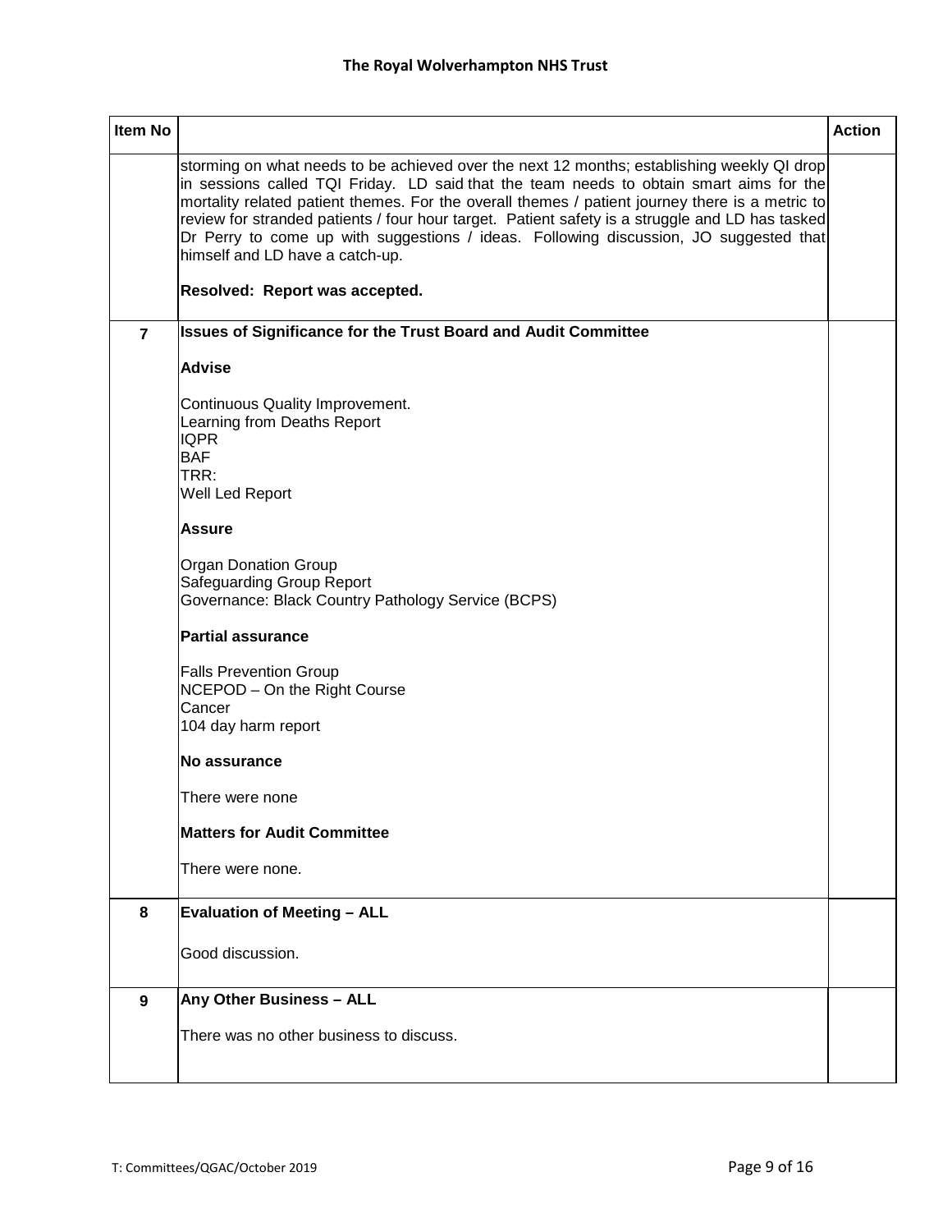| Item No | | Action |
|---|---|---|
| | storming on what needs to be achieved over the next 12 months; establishing weekly QI drop in sessions called TQI Friday. LD said that the team needs to obtain smart aims for the mortality related patient themes. For the overall themes / patient journey there is a metric to review for stranded patients / four hour target. Patient safety is a struggle and LD has tasked Dr Perry to come up with suggestions / ideas. Following discussion, JO suggested that himself and LD have a catch-up.<br><br>**Resolved: Report was accepted.** | |
| **7** | **Issues of Significance for the Trust Board and Audit Committee**<br><br>**Advise**<br><br>Continuous Quality Improvement.<br>Learning from Deaths Report<br>IQPR<br>BAF<br>TRR:<br>Well Led Report<br><br>**Assure**<br><br>Organ Donation Group<br>Safeguarding Group Report<br>Governance: Black Country Pathology Service (BCPS)<br><br>**Partial assurance**<br><br>Falls Prevention Group<br>NCEPOD – On the Right Course<br>Cancer<br>104 day harm report<br><br>**No assurance**<br><br>There were none<br><br>**Matters for Audit Committee**<br><br>There were none. | |
| **8** | **Evaluation of Meeting – ALL**<br><br>Good discussion. | |
| **9** | **Any Other Business – ALL**<br><br>There was no other business to discuss. | |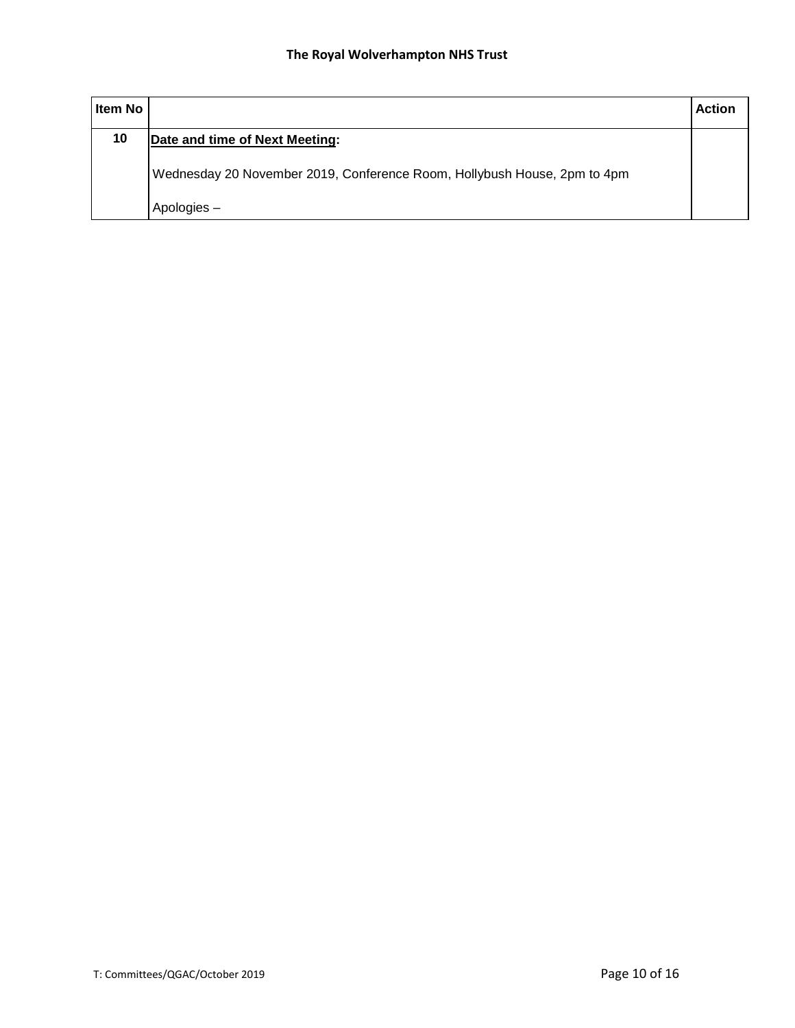| Item No | | Action |
|---|---|---|
| 10 | **Date and time of Next Meeting:**<br><br>Wednesday 20 November 2019, Conference Room, Hollybush House, 2pm to 4pm<br><br>Apologies – | |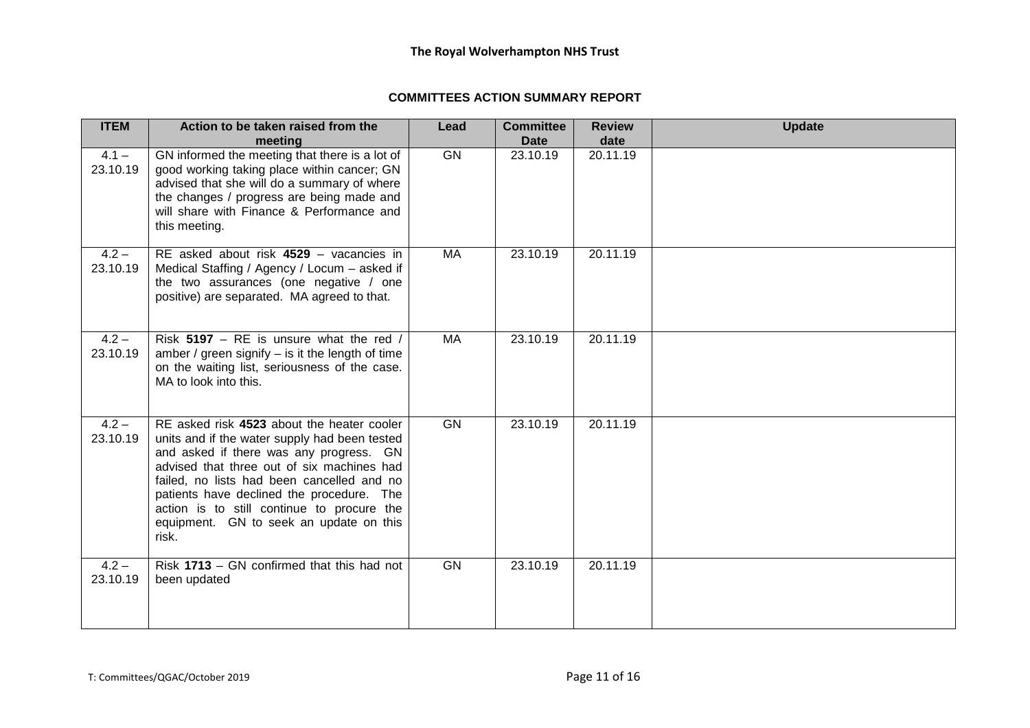**COMMITTEES ACTION SUMMARY REPORT**

| ITEM | Action to be taken raised from the meeting | Lead | Committee Date | Review date | Update |
|---|---|---|---|---|---|
| 4.1 – 23.10.19 | GN informed the meeting that there is a lot of good working taking place within cancer; GN advised that she will do a summary of where the changes / progress are being made and will share with Finance & Performance and this meeting. | GN | 23.10.19 | 20.11.19 | |
| 4.2 – 23.10.19 | RE asked about risk **4529** – vacancies in Medical Staffing / Agency / Locum – asked if the two assurances (one negative / one positive) are separated. MA agreed to that. | MA | 23.10.19 | 20.11.19 | |
| 4.2 – 23.10.19 | Risk **5197** – RE is unsure what the red / amber / green signify – is it the length of time on the waiting list, seriousness of the case. MA to look into this. | MA | 23.10.19 | 20.11.19 | |
| 4.2 – 23.10.19 | RE asked risk **4523** about the heater cooler units and if the water supply had been tested and asked if there was any progress. GN advised that three out of six machines had failed, no lists had been cancelled and no patients have declined the procedure. The action is to still continue to procure the equipment. GN to seek an update on this risk. | GN | 23.10.19 | 20.11.19 | |
| 4.2 – 23.10.19 | Risk **1713** – GN confirmed that this had not been updated | GN | 23.10.19 | 20.11.19 | |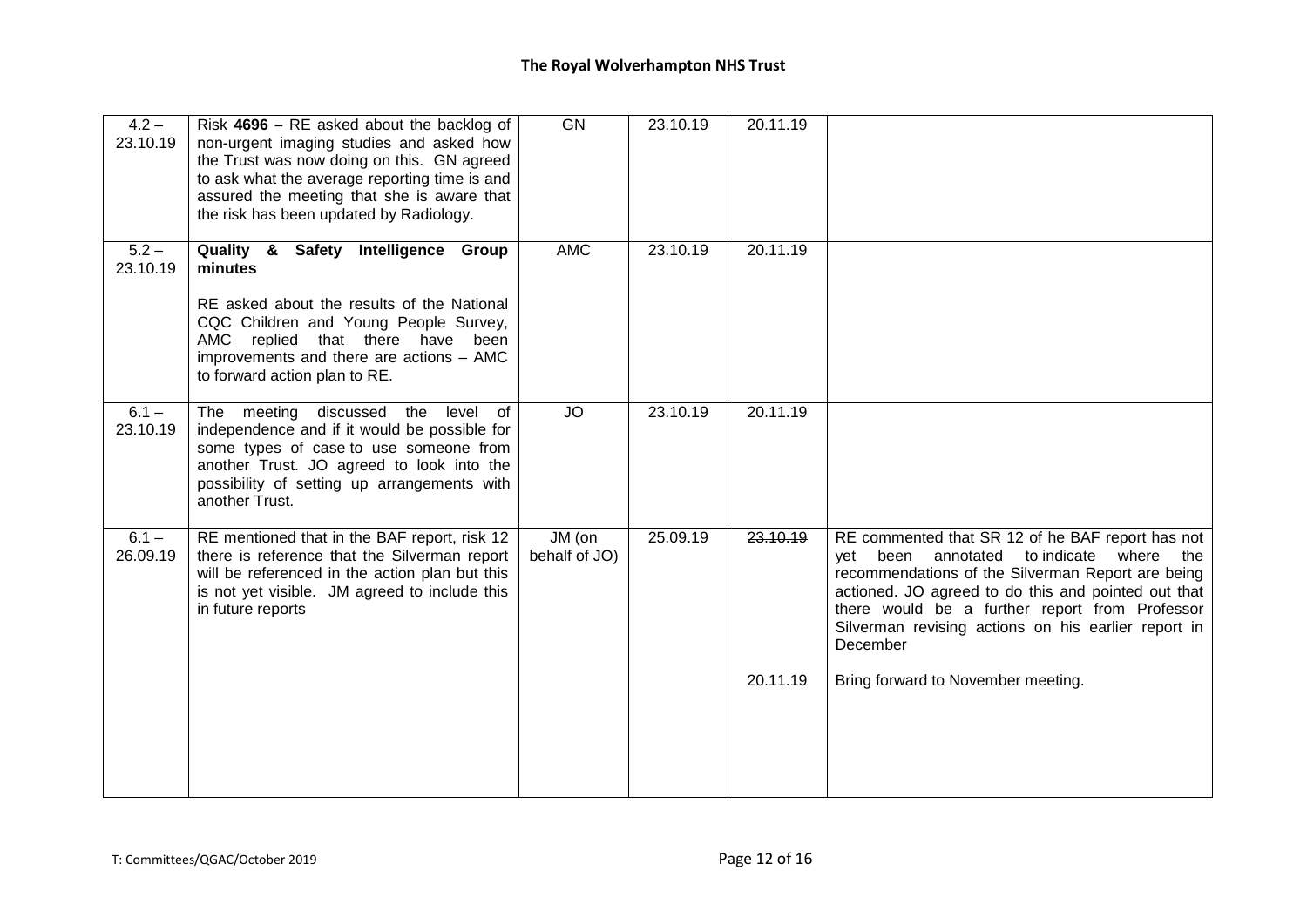| | | | | | |
|---|---|---|---|---|---|
| 4.2 – 23.10.19 | Risk **4696 –** RE asked about the backlog of non-urgent imaging studies and asked how the Trust was now doing on this. GN agreed to ask what the average reporting time is and assured the meeting that she is aware that the risk has been updated by Radiology. | GN | 23.10.19 | 20.11.19 | |
| 5.2 – 23.10.19 | **Quality & Safety Intelligence Group minutes**<br><br>RE asked about the results of the National CQC Children and Young People Survey, AMC replied that there have been improvements and there are actions – AMC to forward action plan to RE. | AMC | 23.10.19 | 20.11.19 | |
| 6.1 – 23.10.19 | The meeting discussed the level of independence and if it would be possible for some types of case to use someone from another Trust. JO agreed to look into the possibility of setting up arrangements with another Trust. | JO | 23.10.19 | 20.11.19 | |
| 6.1 – 26.09.19 | RE mentioned that in the BAF report, risk 12 there is reference that the Silverman report will be referenced in the action plan but this is not yet visible. JM agreed to include this in future reports | JM (on behalf of JO) | 25.09.19 | ~~23.10.19~~<br><br>20.11.19 | RE commented that SR 12 of he BAF report has not yet been annotated to indicate where the recommendations of the Silverman Report are being actioned. JO agreed to do this and pointed out that there would be a further report from Professor Silverman revising actions on his earlier report in December<br><br>Bring forward to November meeting. |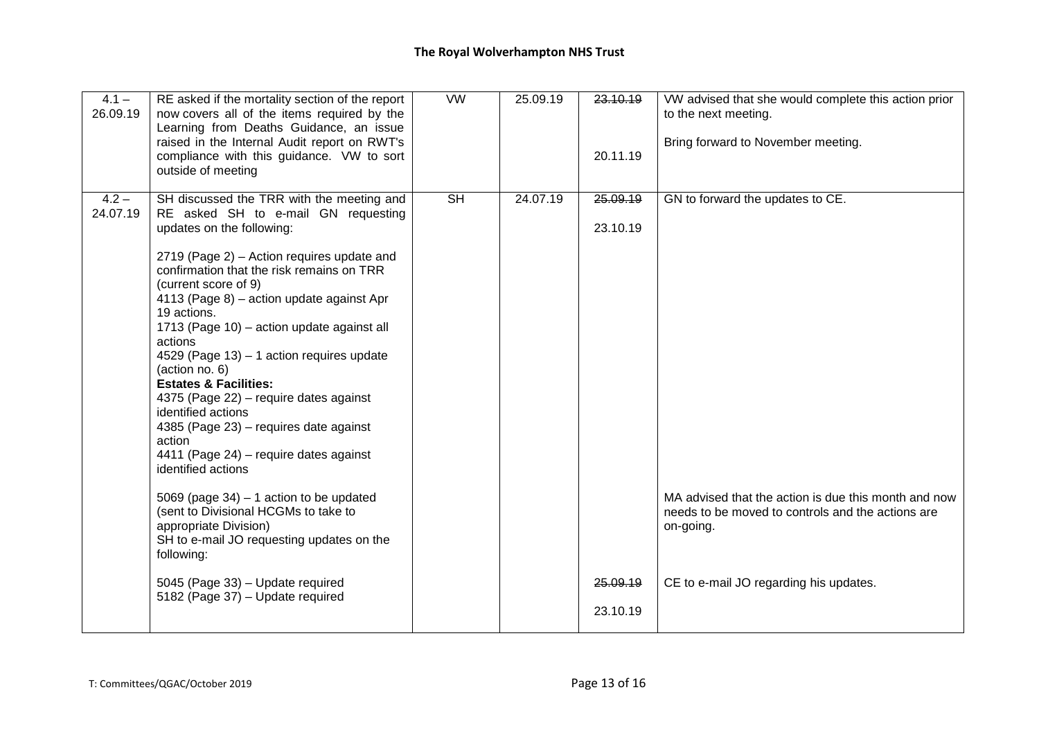| | | | | | |
|---|---|---|---|---|---|
| 4.1 – 26.09.19 | RE asked if the mortality section of the report now covers all of the items required by the Learning from Deaths Guidance, an issue raised in the Internal Audit report on RWT's compliance with this guidance. VW to sort outside of meeting | VW | 25.09.19 | ~~23.10.19~~<br><br>20.11.19 | VW advised that she would complete this action prior to the next meeting.<br><br>Bring forward to November meeting. |
| 4.2 – 24.07.19 | SH discussed the TRR with the meeting and RE asked SH to e-mail GN requesting updates on the following:<br><br>2719 (Page 2) – Action requires update and confirmation that the risk remains on TRR (current score of 9)<br>4113 (Page 8) – action update against Apr 19 actions.<br>1713 (Page 10) – action update against all actions<br>4529 (Page 13) – 1 action requires update (action no. 6)<br>**Estates & Facilities:**<br>4375 (Page 22) – require dates against identified actions<br>4385 (Page 23) – requires date against action<br>4411 (Page 24) – require dates against identified actions<br><br>5069 (page 34) – 1 action to be updated (sent to Divisional HCGMs to take to appropriate Division)<br>SH to e-mail JO requesting updates on the following:<br><br>5045 (Page 33) – Update required<br>5182 (Page 37) – Update required | SH | 24.07.19 | ~~25.09.19~~<br><br>23.10.19<br><br><br><br><br><br><br><br><br><br><br><br><br><br><br><br><br><br><br><br>~~25.09.19~~<br><br>23.10.19 | GN to forward the updates to CE.<br><br><br><br><br><br><br><br><br><br><br><br><br><br><br><br>MA advised that the action is due this month and now needs to be moved to controls and the actions are on-going.<br><br><br>CE to e-mail JO regarding his updates. |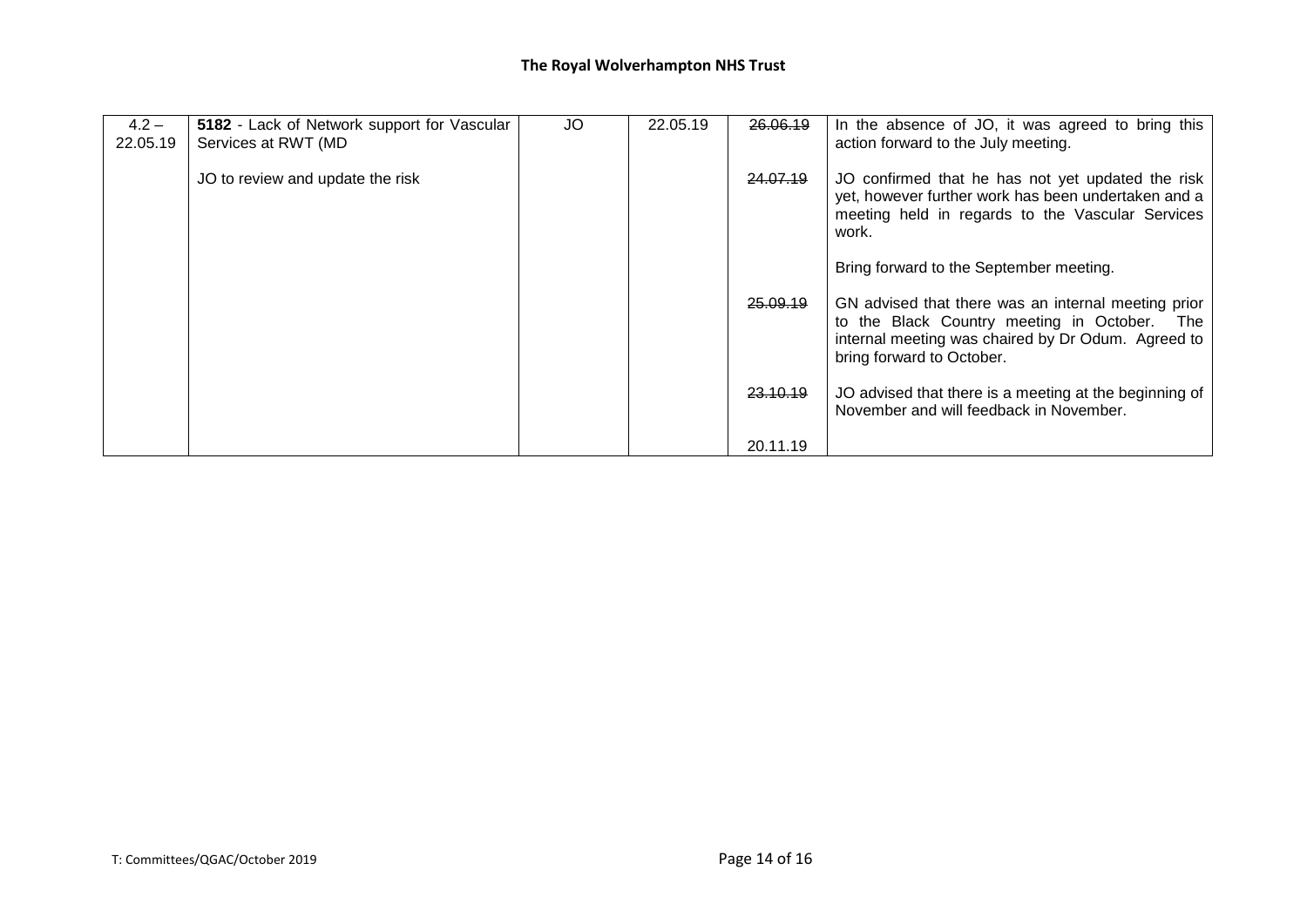| 4.2 – 22.05.19 | **5182** - Lack of Network support for Vascular Services at RWT (MD<br><br>JO to review and update the risk | JO | 22.05.19 | ~~26.06.19~~<br><br>~~24.07.19~~<br><br><br><br><br><br>~~25.09.19~~<br><br><br><br>~~23.10.19~~<br><br><br>20.11.19 | In the absence of JO, it was agreed to bring this action forward to the July meeting.<br><br>JO confirmed that he has not yet updated the risk yet, however further work has been undertaken and a meeting held in regards to the Vascular Services work.<br><br>Bring forward to the September meeting.<br><br>GN advised that there was an internal meeting prior to the Black Country meeting in October. The internal meeting was chaired by Dr Odum. Agreed to bring forward to October.<br><br>JO advised that there is a meeting at the beginning of November and will feedback in November. |
|---|---|---|---|---|---|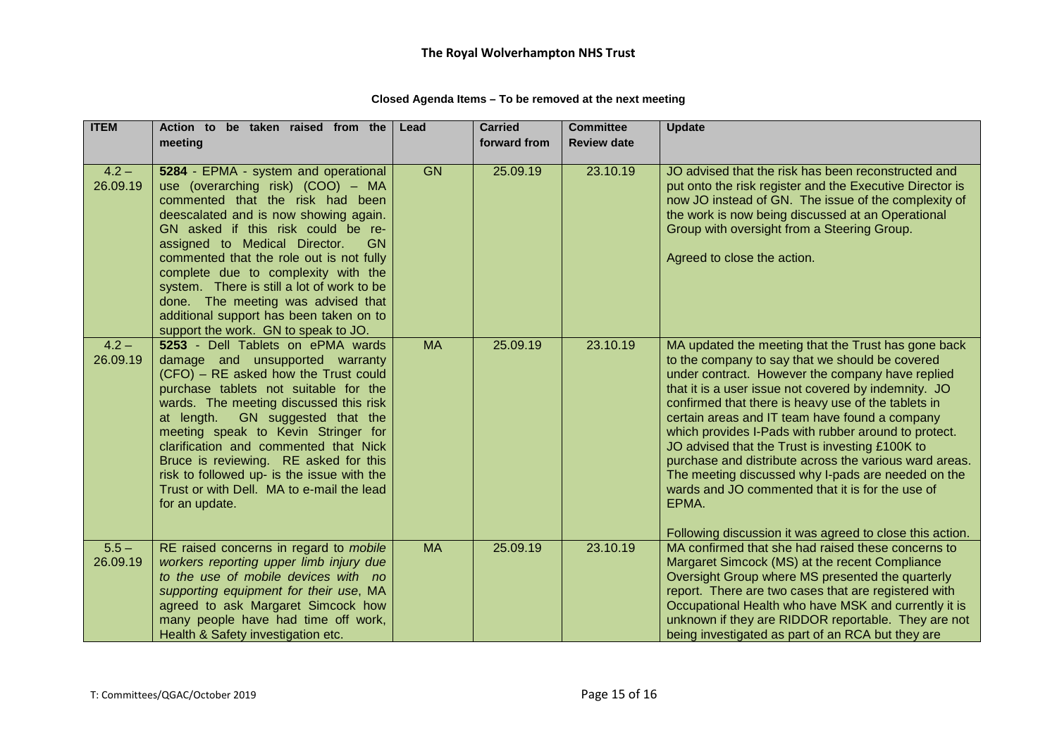# The Royal Wolverhampton NHS Trust

**Closed Agenda Items – To be removed at the next meeting**

| ITEM | Action to be taken raised from the meeting | Lead | Carried forward from | Committee Review date | Update |
|---|---|---|---|---|---|
| 4.2 – 26.09.19 | **5284** - EPMA - system and operational use (overarching risk) (COO) – MA commented that the risk had been deescalated and is now showing again. GN asked if this risk could be re-assigned to Medical Director. GN commented that the role out is not fully complete due to complexity with the system. There is still a lot of work to be done. The meeting was advised that additional support has been taken on to support the work. GN to speak to JO. | GN | 25.09.19 | 23.10.19 | JO advised that the risk has been reconstructed and put onto the risk register and the Executive Director is now JO instead of GN. The issue of the complexity of the work is now being discussed at an Operational Group with oversight from a Steering Group.<br><br>Agreed to close the action. |
| 4.2 – 26.09.19 | **5253** - Dell Tablets on ePMA wards damage and unsupported warranty (CFO) – RE asked how the Trust could purchase tablets not suitable for the wards. The meeting discussed this risk at length. GN suggested that the meeting speak to Kevin Stringer for clarification and commented that Nick Bruce is reviewing. RE asked for this risk to followed up- is the issue with the Trust or with Dell. MA to e-mail the lead for an update. | MA | 25.09.19 | 23.10.19 | MA updated the meeting that the Trust has gone back to the company to say that we should be covered under contract. However the company have replied that it is a user issue not covered by indemnity. JO confirmed that there is heavy use of the tablets in certain areas and IT team have found a company which provides I-Pads with rubber around to protect. JO advised that the Trust is investing £100K to purchase and distribute across the various ward areas. The meeting discussed why I-pads are needed on the wards and JO commented that it is for the use of EPMA.<br><br>Following discussion it was agreed to close this action. |
| 5.5 – 26.09.19 | RE raised concerns in regard to *mobile workers reporting upper limb injury due to the use of mobile devices with no supporting equipment for their use*, MA agreed to ask Margaret Simcock how many people have had time off work, Health & Safety investigation etc. | MA | 25.09.19 | 23.10.19 | MA confirmed that she had raised these concerns to Margaret Simcock (MS) at the recent Compliance Oversight Group where MS presented the quarterly report. There are two cases that are registered with Occupational Health who have MSK and currently it is unknown if they are RIDDOR reportable. They are not being investigated as part of an RCA but they are |

T: Committees/QGAC/October 2019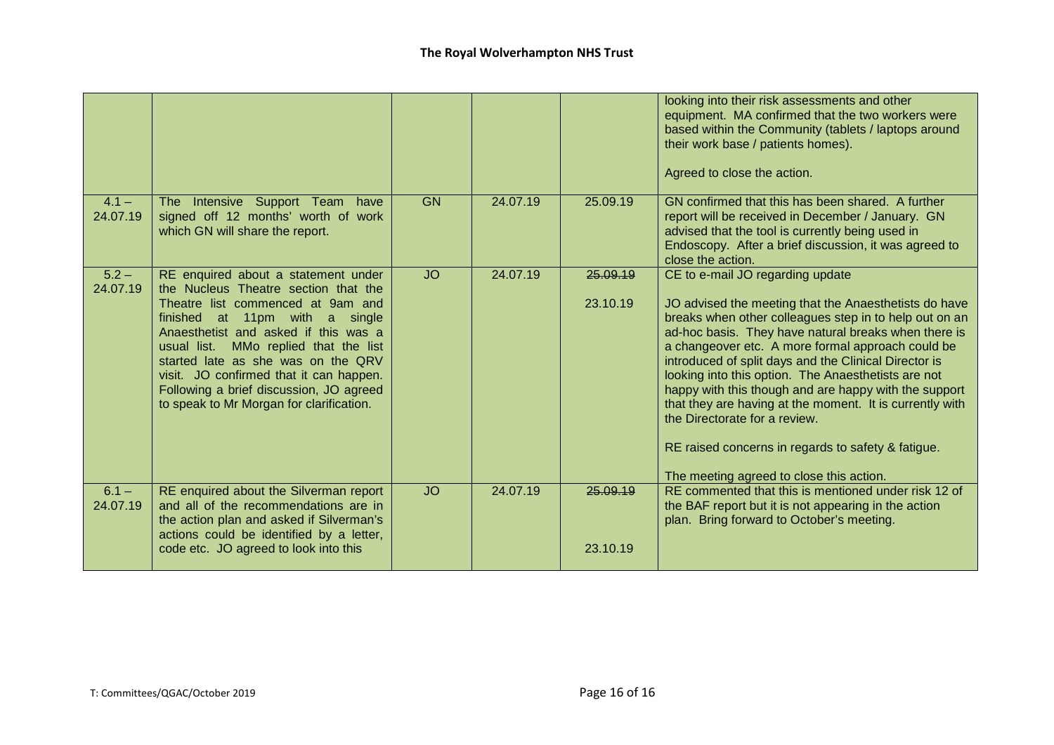| | | | | | |
|---|---|---|---|---|---|
| | | | | | looking into their risk assessments and other equipment. MA confirmed that the two workers were based within the Community (tablets / laptops around their work base / patients homes).<br><br>Agreed to close the action. |
| 4.1 – 24.07.19 | The Intensive Support Team have signed off 12 months' worth of work which GN will share the report. | GN | 24.07.19 | 25.09.19 | GN confirmed that this has been shared. A further report will be received in December / January. GN advised that the tool is currently being used in Endoscopy. After a brief discussion, it was agreed to close the action. |
| 5.2 – 24.07.19 | RE enquired about a statement under the Nucleus Theatre section that the Theatre list commenced at 9am and finished at 11pm with a single Anaesthetist and asked if this was a usual list. MMo replied that the list started late as she was on the QRV visit. JO confirmed that it can happen. Following a brief discussion, JO agreed to speak to Mr Morgan for clarification. | JO | 24.07.19 | ~~25.09.19~~<br><br>23.10.19 | CE to e-mail JO regarding update<br><br>JO advised the meeting that the Anaesthetists do have breaks when other colleagues step in to help out on an ad-hoc basis. They have natural breaks when there is a changeover etc. A more formal approach could be introduced of split days and the Clinical Director is looking into this option. The Anaesthetists are not happy with this though and are happy with the support that they are having at the moment. It is currently with the Directorate for a review.<br><br>RE raised concerns in regards to safety & fatigue.<br><br>The meeting agreed to close this action. |
| 6.1 – 24.07.19 | RE enquired about the Silverman report and all of the recommendations are in the action plan and asked if Silverman's actions could be identified by a letter, code etc. JO agreed to look into this | JO | 24.07.19 | ~~25.09.19~~<br><br>23.10.19 | RE commented that this is mentioned under risk 12 of the BAF report but it is not appearing in the action plan. Bring forward to October's meeting. |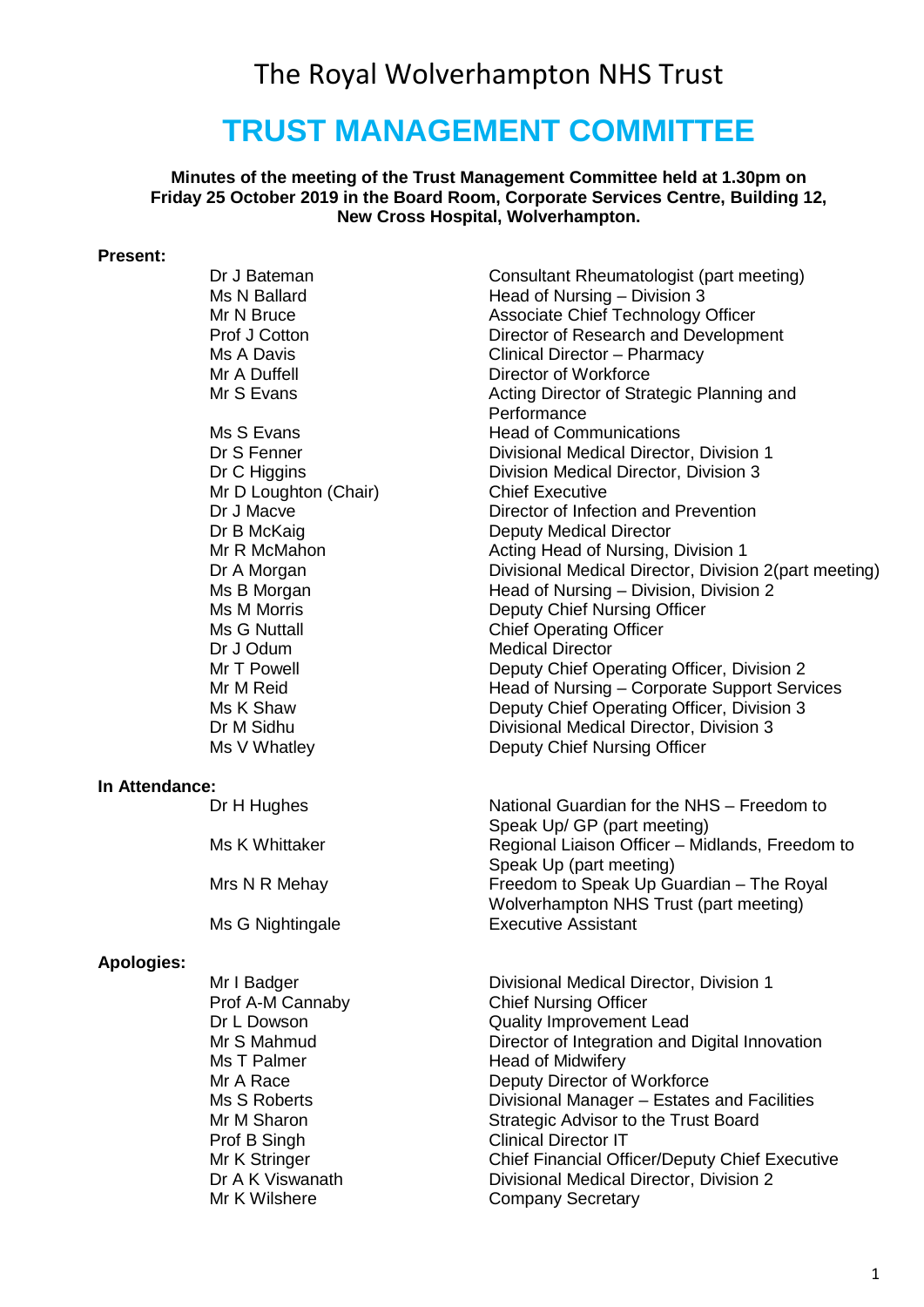# The Royal Wolverhampton NHS Trust

# TRUST MANAGEMENT COMMITTEE

**Minutes of the meeting of the Trust Management Committee held at 1.30pm on Friday 25 October 2019 in the Board Room, Corporate Services Centre, Building 12, New Cross Hospital, Wolverhampton.**

**Present:**

| | |
|---|---|
| Dr J Bateman | Consultant Rheumatologist (part meeting) |
| Ms N Ballard | Head of Nursing – Division 3 |
| Mr N Bruce | Associate Chief Technology Officer |
| Prof J Cotton | Director of Research and Development |
| Ms A Davis | Clinical Director – Pharmacy |
| Mr A Duffell | Director of Workforce |
| Mr S Evans | Acting Director of Strategic Planning and Performance |
| Ms S Evans | Head of Communications |
| Dr S Fenner | Divisional Medical Director, Division 1 |
| Dr C Higgins | Division Medical Director, Division 3 |
| Mr D Loughton (Chair) | Chief Executive |
| Dr J Macve | Director of Infection and Prevention |
| Dr B McKaig | Deputy Medical Director |
| Mr R McMahon | Acting Head of Nursing, Division 1 |
| Dr A Morgan | Divisional Medical Director, Division 2(part meeting) |
| Ms B Morgan | Head of Nursing – Division, Division 2 |
| Ms M Morris | Deputy Chief Nursing Officer |
| Ms G Nuttall | Chief Operating Officer |
| Dr J Odum | Medical Director |
| Mr T Powell | Deputy Chief Operating Officer, Division 2 |
| Mr M Reid | Head of Nursing – Corporate Support Services |
| Ms K Shaw | Deputy Chief Operating Officer, Division 3 |
| Dr M Sidhu | Divisional Medical Director, Division 3 |
| Ms V Whatley | Deputy Chief Nursing Officer |

**In Attendance:**

| | |
|---|---|
| Dr H Hughes | National Guardian for the NHS – Freedom to Speak Up/ GP (part meeting) |
| Ms K Whittaker | Regional Liaison Officer – Midlands, Freedom to Speak Up (part meeting) |
| Mrs N R Mehay | Freedom to Speak Up Guardian – The Royal Wolverhampton NHS Trust (part meeting) |
| Ms G Nightingale | Executive Assistant |

**Apologies:**

| | |
|---|---|
| Mr I Badger | Divisional Medical Director, Division 1 |
| Prof A-M Cannaby | Chief Nursing Officer |
| Dr L Dowson | Quality Improvement Lead |
| Mr S Mahmud | Director of Integration and Digital Innovation |
| Ms T Palmer | Head of Midwifery |
| Mr A Race | Deputy Director of Workforce |
| Ms S Roberts | Divisional Manager – Estates and Facilities |
| Mr M Sharon | Strategic Advisor to the Trust Board |
| Prof B Singh | Clinical Director IT |
| Mr K Stringer | Chief Financial Officer/Deputy Chief Executive |
| Dr A K Viswanath | Divisional Medical Director, Division 2 |
| Mr K Wilshere | Company Secretary |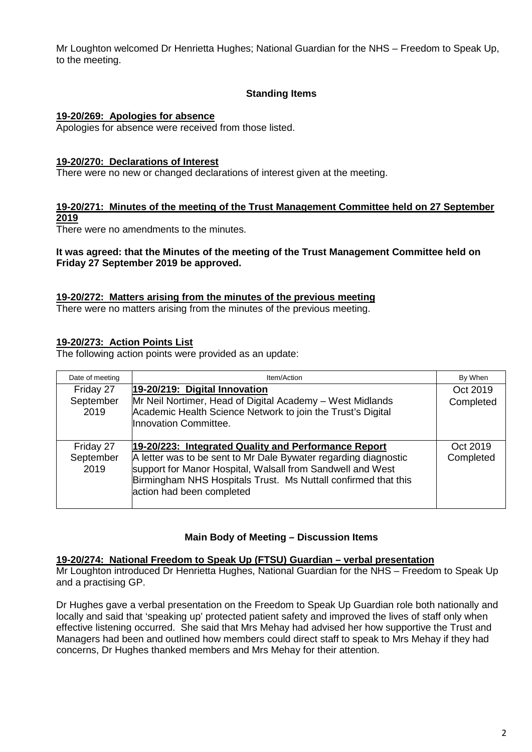Mr Loughton welcomed Dr Henrietta Hughes; National Guardian for the NHS – Freedom to Speak Up, to the meeting.

## Standing Items

**19-20/269: Apologies for absence**

Apologies for absence were received from those listed.

**19-20/270: Declarations of Interest**

There were no new or changed declarations of interest given at the meeting.

**19-20/271: Minutes of the meeting of the Trust Management Committee held on 27 September 2019**

There were no amendments to the minutes.

**It was agreed: that the Minutes of the meeting of the Trust Management Committee held on Friday 27 September 2019 be approved.**

**19-20/272: Matters arising from the minutes of the previous meeting**

There were no matters arising from the minutes of the previous meeting.

**19-20/273: Action Points List**

The following action points were provided as an update:

| Date of meeting | Item/Action | By When |
|---|---|---|
| Friday 27 September 2019 | **19-20/219: Digital Innovation** Mr Neil Nortimer, Head of Digital Academy – West Midlands Academic Health Science Network to join the Trust's Digital Innovation Committee. | Oct 2019 Completed |
| Friday 27 September 2019 | **19-20/223: Integrated Quality and Performance Report** A letter was to be sent to Mr Dale Bywater regarding diagnostic support for Manor Hospital, Walsall from Sandwell and West Birmingham NHS Hospitals Trust. Ms Nuttall confirmed that this action had been completed | Oct 2019 Completed |

## Main Body of Meeting – Discussion Items

**19-20/274: National Freedom to Speak Up (FTSU) Guardian – verbal presentation**

Mr Loughton introduced Dr Henrietta Hughes, National Guardian for the NHS – Freedom to Speak Up and a practising GP.

Dr Hughes gave a verbal presentation on the Freedom to Speak Up Guardian role both nationally and locally and said that 'speaking up' protected patient safety and improved the lives of staff only when effective listening occurred. She said that Mrs Mehay had advised her how supportive the Trust and Managers had been and outlined how members could direct staff to speak to Mrs Mehay if they had concerns, Dr Hughes thanked members and Mrs Mehay for their attention.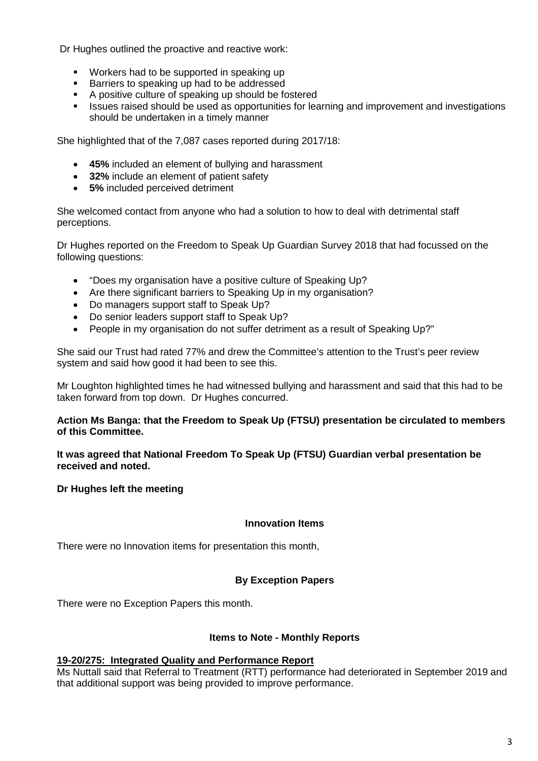Dr Hughes outlined the proactive and reactive work:

- Workers had to be supported in speaking up
- Barriers to speaking up had to be addressed
- A positive culture of speaking up should be fostered
- Issues raised should be used as opportunities for learning and improvement and investigations should be undertaken in a timely manner

She highlighted that of the 7,087 cases reported during 2017/18:

- **45%** included an element of bullying and harassment
- **32%** include an element of patient safety
- **5%** included perceived detriment

She welcomed contact from anyone who had a solution to how to deal with detrimental staff perceptions.

Dr Hughes reported on the Freedom to Speak Up Guardian Survey 2018 that had focussed on the following questions:

- "Does my organisation have a positive culture of Speaking Up?
- Are there significant barriers to Speaking Up in my organisation?
- Do managers support staff to Speak Up?
- Do senior leaders support staff to Speak Up?
- People in my organisation do not suffer detriment as a result of Speaking Up?"

She said our Trust had rated 77% and drew the Committee's attention to the Trust's peer review system and said how good it had been to see this.

Mr Loughton highlighted times he had witnessed bullying and harassment and said that this had to be taken forward from top down. Dr Hughes concurred.

**Action Ms Banga: that the Freedom to Speak Up (FTSU) presentation be circulated to members of this Committee.**

**It was agreed that National Freedom To Speak Up (FTSU) Guardian verbal presentation be received and noted.**

**Dr Hughes left the meeting**

**Innovation Items**

There were no Innovation items for presentation this month,

**By Exception Papers**

There were no Exception Papers this month.

**Items to Note - Monthly Reports**

**19-20/275: Integrated Quality and Performance Report**

Ms Nuttall said that Referral to Treatment (RTT) performance had deteriorated in September 2019 and that additional support was being provided to improve performance.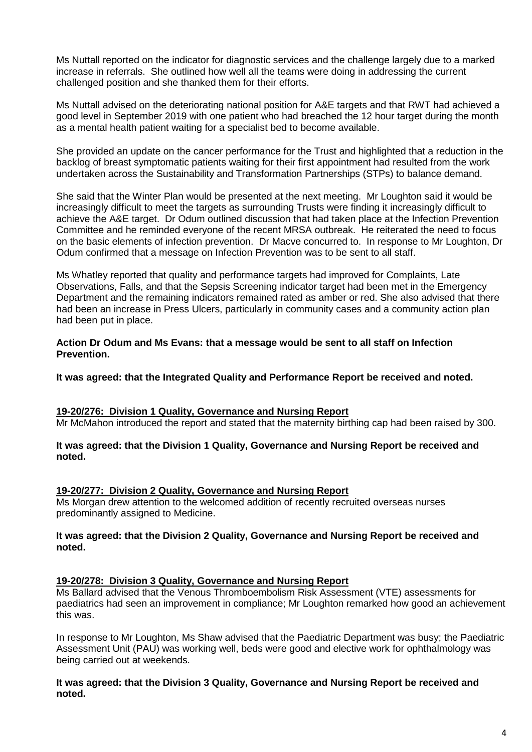Ms Nuttall reported on the indicator for diagnostic services and the challenge largely due to a marked increase in referrals. She outlined how well all the teams were doing in addressing the current challenged position and she thanked them for their efforts.

Ms Nuttall advised on the deteriorating national position for A&E targets and that RWT had achieved a good level in September 2019 with one patient who had breached the 12 hour target during the month as a mental health patient waiting for a specialist bed to become available.

She provided an update on the cancer performance for the Trust and highlighted that a reduction in the backlog of breast symptomatic patients waiting for their first appointment had resulted from the work undertaken across the Sustainability and Transformation Partnerships (STPs) to balance demand.

She said that the Winter Plan would be presented at the next meeting. Mr Loughton said it would be increasingly difficult to meet the targets as surrounding Trusts were finding it increasingly difficult to achieve the A&E target. Dr Odum outlined discussion that had taken place at the Infection Prevention Committee and he reminded everyone of the recent MRSA outbreak. He reiterated the need to focus on the basic elements of infection prevention. Dr Macve concurred to. In response to Mr Loughton, Dr Odum confirmed that a message on Infection Prevention was to be sent to all staff.

Ms Whatley reported that quality and performance targets had improved for Complaints, Late Observations, Falls, and that the Sepsis Screening indicator target had been met in the Emergency Department and the remaining indicators remained rated as amber or red. She also advised that there had been an increase in Press Ulcers, particularly in community cases and a community action plan had been put in place.

**Action Dr Odum and Ms Evans: that a message would be sent to all staff on Infection Prevention.**

**It was agreed: that the Integrated Quality and Performance Report be received and noted.**

**19-20/276: Division 1 Quality, Governance and Nursing Report**

Mr McMahon introduced the report and stated that the maternity birthing cap had been raised by 300.

**It was agreed: that the Division 1 Quality, Governance and Nursing Report be received and noted.**

**19-20/277: Division 2 Quality, Governance and Nursing Report**

Ms Morgan drew attention to the welcomed addition of recently recruited overseas nurses predominantly assigned to Medicine.

**It was agreed: that the Division 2 Quality, Governance and Nursing Report be received and noted.**

**19-20/278: Division 3 Quality, Governance and Nursing Report**

Ms Ballard advised that the Venous Thromboembolism Risk Assessment (VTE) assessments for paediatrics had seen an improvement in compliance; Mr Loughton remarked how good an achievement this was.

In response to Mr Loughton, Ms Shaw advised that the Paediatric Department was busy; the Paediatric Assessment Unit (PAU) was working well, beds were good and elective work for ophthalmology was being carried out at weekends.

**It was agreed: that the Division 3 Quality, Governance and Nursing Report be received and noted.**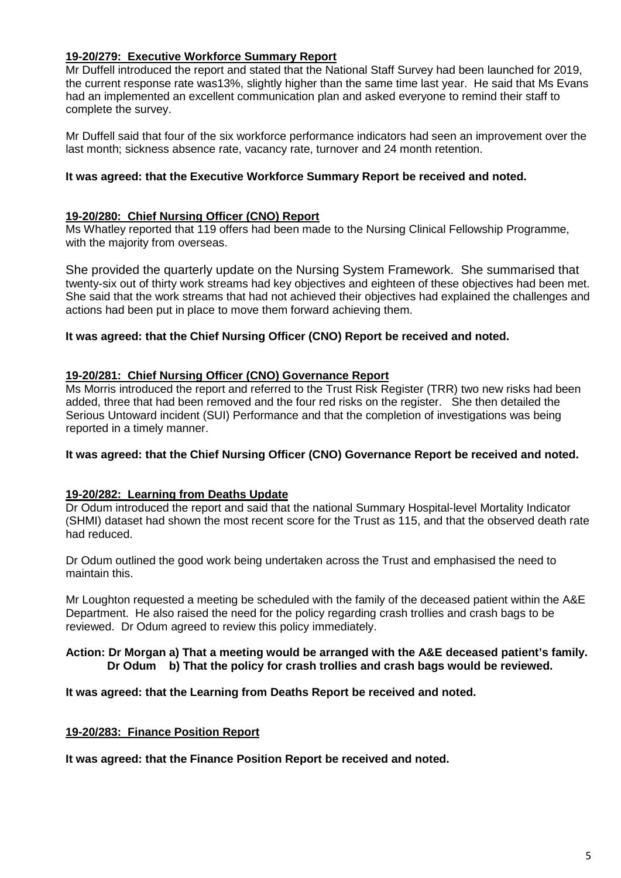**19-20/279: Executive Workforce Summary Report**

Mr Duffell introduced the report and stated that the National Staff Survey had been launched for 2019, the current response rate was13%, slightly higher than the same time last year. He said that Ms Evans had an implemented an excellent communication plan and asked everyone to remind their staff to complete the survey.

Mr Duffell said that four of the six workforce performance indicators had seen an improvement over the last month; sickness absence rate, vacancy rate, turnover and 24 month retention.

**It was agreed: that the Executive Workforce Summary Report be received and noted.**

**19-20/280: Chief Nursing Officer (CNO) Report**

Ms Whatley reported that 119 offers had been made to the Nursing Clinical Fellowship Programme, with the majority from overseas.

She provided the quarterly update on the Nursing System Framework. She summarised that twenty-six out of thirty work streams had key objectives and eighteen of these objectives had been met. She said that the work streams that had not achieved their objectives had explained the challenges and actions had been put in place to move them forward achieving them.

**It was agreed: that the Chief Nursing Officer (CNO) Report be received and noted.**

**19-20/281: Chief Nursing Officer (CNO) Governance Report**

Ms Morris introduced the report and referred to the Trust Risk Register (TRR) two new risks had been added, three that had been removed and the four red risks on the register. She then detailed the Serious Untoward incident (SUI) Performance and that the completion of investigations was being reported in a timely manner.

**It was agreed: that the Chief Nursing Officer (CNO) Governance Report be received and noted.**

**19-20/282: Learning from Deaths Update**

Dr Odum introduced the report and said that the national Summary Hospital-level Mortality Indicator (SHMI) dataset had shown the most recent score for the Trust as 115, and that the observed death rate had reduced.

Dr Odum outlined the good work being undertaken across the Trust and emphasised the need to maintain this.

Mr Loughton requested a meeting be scheduled with the family of the deceased patient within the A&E Department. He also raised the need for the policy regarding crash trollies and crash bags to be reviewed. Dr Odum agreed to review this policy immediately.

**Action: Dr Morgan a) That a meeting would be arranged with the A&E deceased patient's family.**
**Dr Odum b) That the policy for crash trollies and crash bags would be reviewed.**

**It was agreed: that the Learning from Deaths Report be received and noted.**

**19-20/283: Finance Position Report**

**It was agreed: that the Finance Position Report be received and noted.**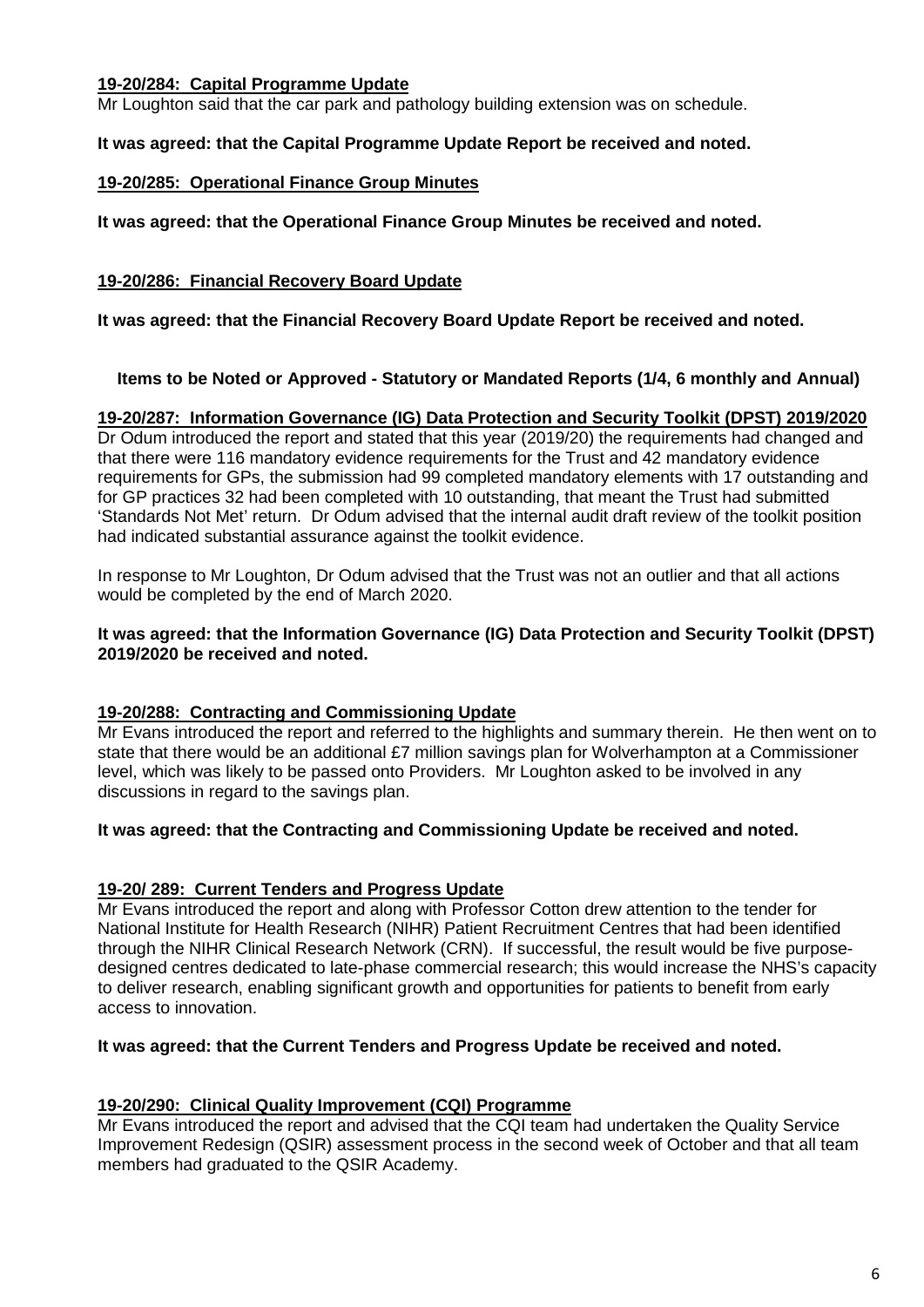**19-20/284: Capital Programme Update**

Mr Loughton said that the car park and pathology building extension was on schedule.

**It was agreed: that the Capital Programme Update Report be received and noted.**

**19-20/285: Operational Finance Group Minutes**

**It was agreed: that the Operational Finance Group Minutes be received and noted.**

**19-20/286: Financial Recovery Board Update**

**It was agreed: that the Financial Recovery Board Update Report be received and noted.**

**Items to be Noted or Approved - Statutory or Mandated Reports (1/4, 6 monthly and Annual)**

**19-20/287: Information Governance (IG) Data Protection and Security Toolkit (DPST) 2019/2020**

Dr Odum introduced the report and stated that this year (2019/20) the requirements had changed and that there were 116 mandatory evidence requirements for the Trust and 42 mandatory evidence requirements for GPs, the submission had 99 completed mandatory elements with 17 outstanding and for GP practices 32 had been completed with 10 outstanding, that meant the Trust had submitted 'Standards Not Met' return. Dr Odum advised that the internal audit draft review of the toolkit position had indicated substantial assurance against the toolkit evidence.

In response to Mr Loughton, Dr Odum advised that the Trust was not an outlier and that all actions would be completed by the end of March 2020.

**It was agreed: that the Information Governance (IG) Data Protection and Security Toolkit (DPST) 2019/2020 be received and noted.**

**19-20/288: Contracting and Commissioning Update**

Mr Evans introduced the report and referred to the highlights and summary therein. He then went on to state that there would be an additional £7 million savings plan for Wolverhampton at a Commissioner level, which was likely to be passed onto Providers. Mr Loughton asked to be involved in any discussions in regard to the savings plan.

**It was agreed: that the Contracting and Commissioning Update be received and noted.**

**19-20/ 289: Current Tenders and Progress Update**

Mr Evans introduced the report and along with Professor Cotton drew attention to the tender for National Institute for Health Research (NIHR) Patient Recruitment Centres that had been identified through the NIHR Clinical Research Network (CRN). If successful, the result would be five purpose-designed centres dedicated to late-phase commercial research; this would increase the NHS's capacity to deliver research, enabling significant growth and opportunities for patients to benefit from early access to innovation.

**It was agreed: that the Current Tenders and Progress Update be received and noted.**

**19-20/290: Clinical Quality Improvement (CQI) Programme**

Mr Evans introduced the report and advised that the CQI team had undertaken the Quality Service Improvement Redesign (QSIR) assessment process in the second week of October and that all team members had graduated to the QSIR Academy.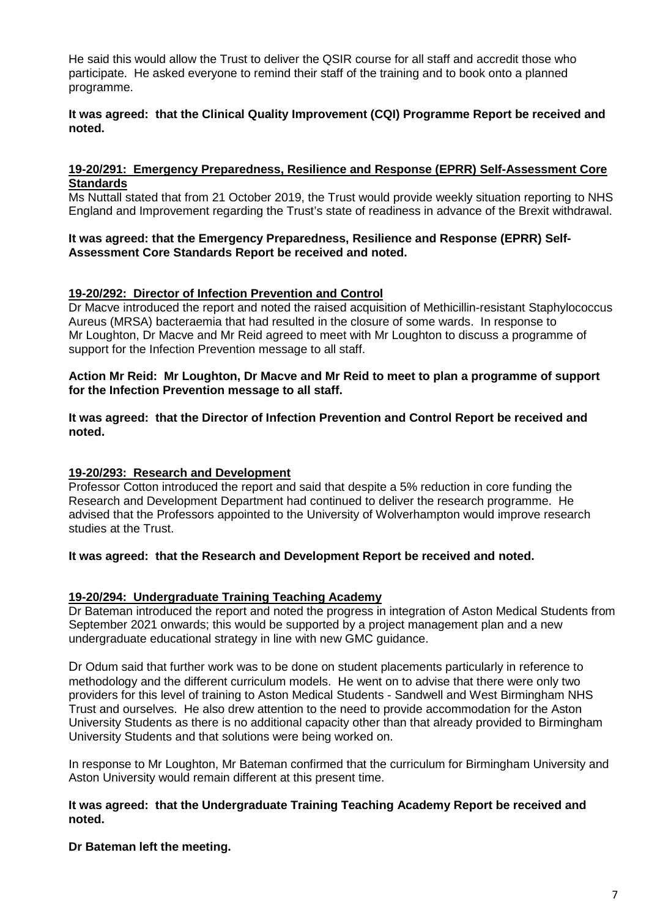He said this would allow the Trust to deliver the QSIR course for all staff and accredit those who participate. He asked everyone to remind their staff of the training and to book onto a planned programme.

**It was agreed: that the Clinical Quality Improvement (CQI) Programme Report be received and noted.**

## 19-20/291: Emergency Preparedness, Resilience and Response (EPRR) Self-Assessment Core Standards

Ms Nuttall stated that from 21 October 2019, the Trust would provide weekly situation reporting to NHS England and Improvement regarding the Trust's state of readiness in advance of the Brexit withdrawal.

**It was agreed: that the Emergency Preparedness, Resilience and Response (EPRR) Self-Assessment Core Standards Report be received and noted.**

## 19-20/292: Director of Infection Prevention and Control

Dr Macve introduced the report and noted the raised acquisition of Methicillin-resistant Staphylococcus Aureus (MRSA) bacteraemia that had resulted in the closure of some wards. In response to Mr Loughton, Dr Macve and Mr Reid agreed to meet with Mr Loughton to discuss a programme of support for the Infection Prevention message to all staff.

**Action Mr Reid: Mr Loughton, Dr Macve and Mr Reid to meet to plan a programme of support for the Infection Prevention message to all staff.**

**It was agreed: that the Director of Infection Prevention and Control Report be received and noted.**

## 19-20/293: Research and Development

Professor Cotton introduced the report and said that despite a 5% reduction in core funding the Research and Development Department had continued to deliver the research programme. He advised that the Professors appointed to the University of Wolverhampton would improve research studies at the Trust.

**It was agreed: that the Research and Development Report be received and noted.**

## 19-20/294: Undergraduate Training Teaching Academy

Dr Bateman introduced the report and noted the progress in integration of Aston Medical Students from September 2021 onwards; this would be supported by a project management plan and a new undergraduate educational strategy in line with new GMC guidance.

Dr Odum said that further work was to be done on student placements particularly in reference to methodology and the different curriculum models. He went on to advise that there were only two providers for this level of training to Aston Medical Students - Sandwell and West Birmingham NHS Trust and ourselves. He also drew attention to the need to provide accommodation for the Aston University Students as there is no additional capacity other than that already provided to Birmingham University Students and that solutions were being worked on.

In response to Mr Loughton, Mr Bateman confirmed that the curriculum for Birmingham University and Aston University would remain different at this present time.

**It was agreed: that the Undergraduate Training Teaching Academy Report be received and noted.**

**Dr Bateman left the meeting.**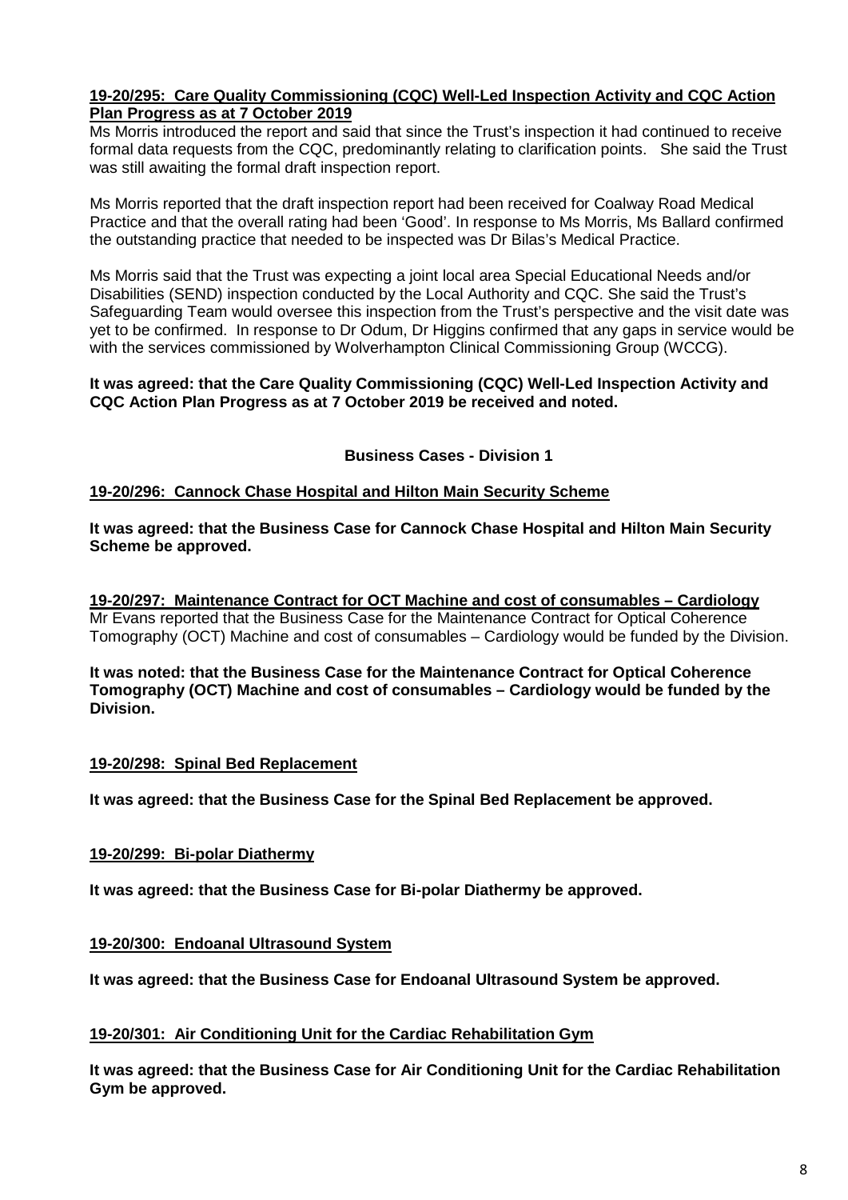**19-20/295: Care Quality Commissioning (CQC) Well-Led Inspection Activity and CQC Action Plan Progress as at 7 October 2019**

Ms Morris introduced the report and said that since the Trust's inspection it had continued to receive formal data requests from the CQC, predominantly relating to clarification points. She said the Trust was still awaiting the formal draft inspection report.

Ms Morris reported that the draft inspection report had been received for Coalway Road Medical Practice and that the overall rating had been 'Good'. In response to Ms Morris, Ms Ballard confirmed the outstanding practice that needed to be inspected was Dr Bilas's Medical Practice.

Ms Morris said that the Trust was expecting a joint local area Special Educational Needs and/or Disabilities (SEND) inspection conducted by the Local Authority and CQC. She said the Trust's Safeguarding Team would oversee this inspection from the Trust's perspective and the visit date was yet to be confirmed. In response to Dr Odum, Dr Higgins confirmed that any gaps in service would be with the services commissioned by Wolverhampton Clinical Commissioning Group (WCCG).

**It was agreed: that the Care Quality Commissioning (CQC) Well-Led Inspection Activity and CQC Action Plan Progress as at 7 October 2019 be received and noted.**

**Business Cases - Division 1**

**19-20/296: Cannock Chase Hospital and Hilton Main Security Scheme**

**It was agreed: that the Business Case for Cannock Chase Hospital and Hilton Main Security Scheme be approved.**

**19-20/297: Maintenance Contract for OCT Machine and cost of consumables – Cardiology**

Mr Evans reported that the Business Case for the Maintenance Contract for Optical Coherence Tomography (OCT) Machine and cost of consumables – Cardiology would be funded by the Division.

**It was noted: that the Business Case for the Maintenance Contract for Optical Coherence Tomography (OCT) Machine and cost of consumables – Cardiology would be funded by the Division.**

**19-20/298: Spinal Bed Replacement**

**It was agreed: that the Business Case for the Spinal Bed Replacement be approved.**

**19-20/299: Bi-polar Diathermy**

**It was agreed: that the Business Case for Bi-polar Diathermy be approved.**

**19-20/300: Endoanal Ultrasound System**

**It was agreed: that the Business Case for Endoanal Ultrasound System be approved.**

**19-20/301: Air Conditioning Unit for the Cardiac Rehabilitation Gym**

**It was agreed: that the Business Case for Air Conditioning Unit for the Cardiac Rehabilitation Gym be approved.**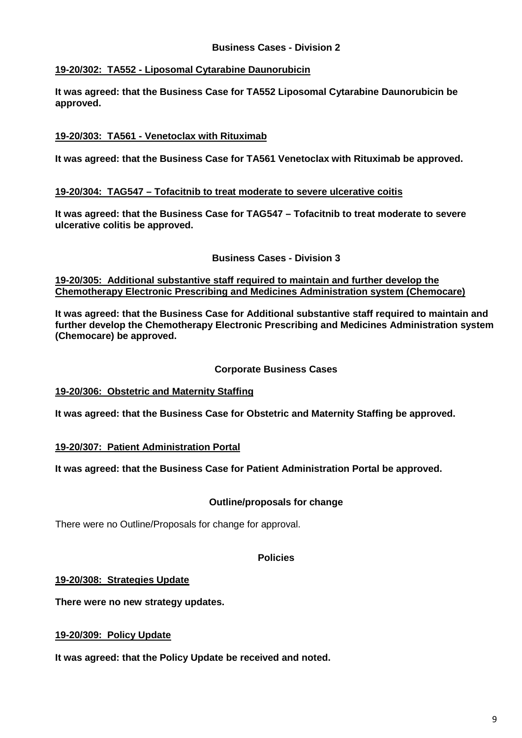## Business Cases - Division 2

**19-20/302: TA552 - Liposomal Cytarabine Daunorubicin**

**It was agreed: that the Business Case for TA552 Liposomal Cytarabine Daunorubicin be approved.**

**19-20/303: TA561 - Venetoclax with Rituximab**

**It was agreed: that the Business Case for TA561 Venetoclax with Rituximab be approved.**

**19-20/304: TAG547 – Tofacitnib to treat moderate to severe ulcerative coitis**

**It was agreed: that the Business Case for TAG547 – Tofacitnib to treat moderate to severe ulcerative colitis be approved.**

## Business Cases - Division 3

**19-20/305: Additional substantive staff required to maintain and further develop the Chemotherapy Electronic Prescribing and Medicines Administration system (Chemocare)**

**It was agreed: that the Business Case for Additional substantive staff required to maintain and further develop the Chemotherapy Electronic Prescribing and Medicines Administration system (Chemocare) be approved.**

## Corporate Business Cases

**19-20/306: Obstetric and Maternity Staffing**

**It was agreed: that the Business Case for Obstetric and Maternity Staffing be approved.**

**19-20/307: Patient Administration Portal**

**It was agreed: that the Business Case for Patient Administration Portal be approved.**

## Outline/proposals for change

There were no Outline/Proposals for change for approval.

## Policies

**19-20/308: Strategies Update**

**There were no new strategy updates.**

**19-20/309: Policy Update**

**It was agreed: that the Policy Update be received and noted.**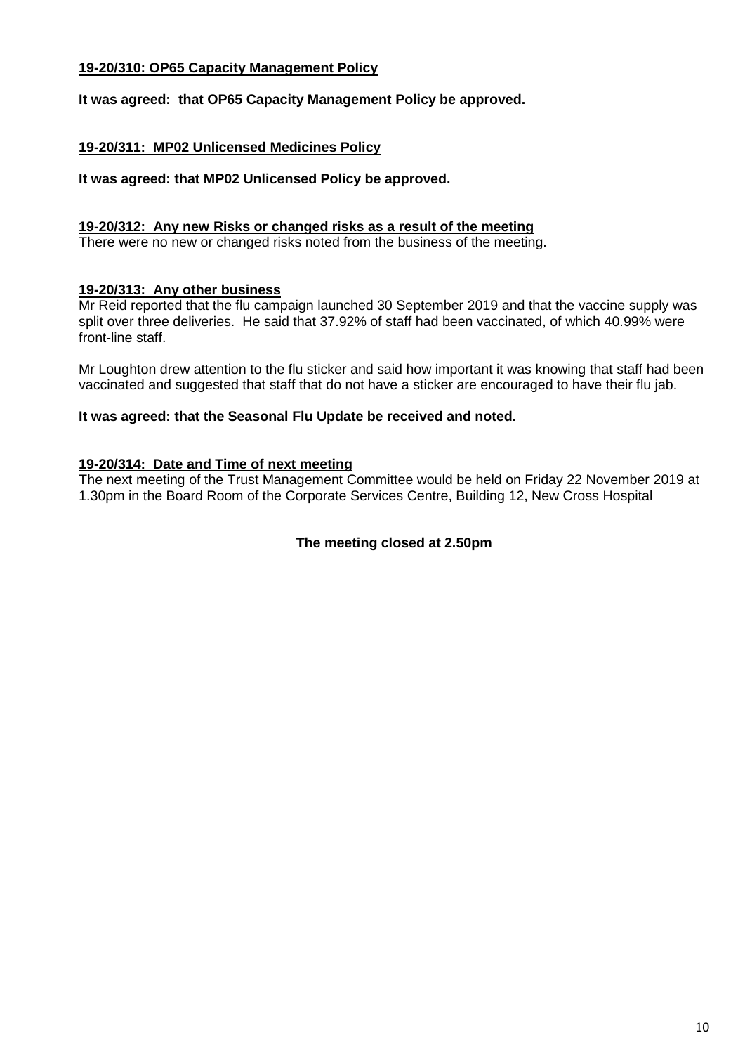**19-20/310: OP65 Capacity Management Policy**

**It was agreed: that OP65 Capacity Management Policy be approved.**

**19-20/311: MP02 Unlicensed Medicines Policy**

**It was agreed: that MP02 Unlicensed Policy be approved.**

**19-20/312: Any new Risks or changed risks as a result of the meeting**

There were no new or changed risks noted from the business of the meeting.

**19-20/313: Any other business**

Mr Reid reported that the flu campaign launched 30 September 2019 and that the vaccine supply was split over three deliveries. He said that 37.92% of staff had been vaccinated, of which 40.99% were front-line staff.

Mr Loughton drew attention to the flu sticker and said how important it was knowing that staff had been vaccinated and suggested that staff that do not have a sticker are encouraged to have their flu jab.

**It was agreed: that the Seasonal Flu Update be received and noted.**

**19-20/314: Date and Time of next meeting**

The next meeting of the Trust Management Committee would be held on Friday 22 November 2019 at 1.30pm in the Board Room of the Corporate Services Centre, Building 12, New Cross Hospital

**The meeting closed at 2.50pm**